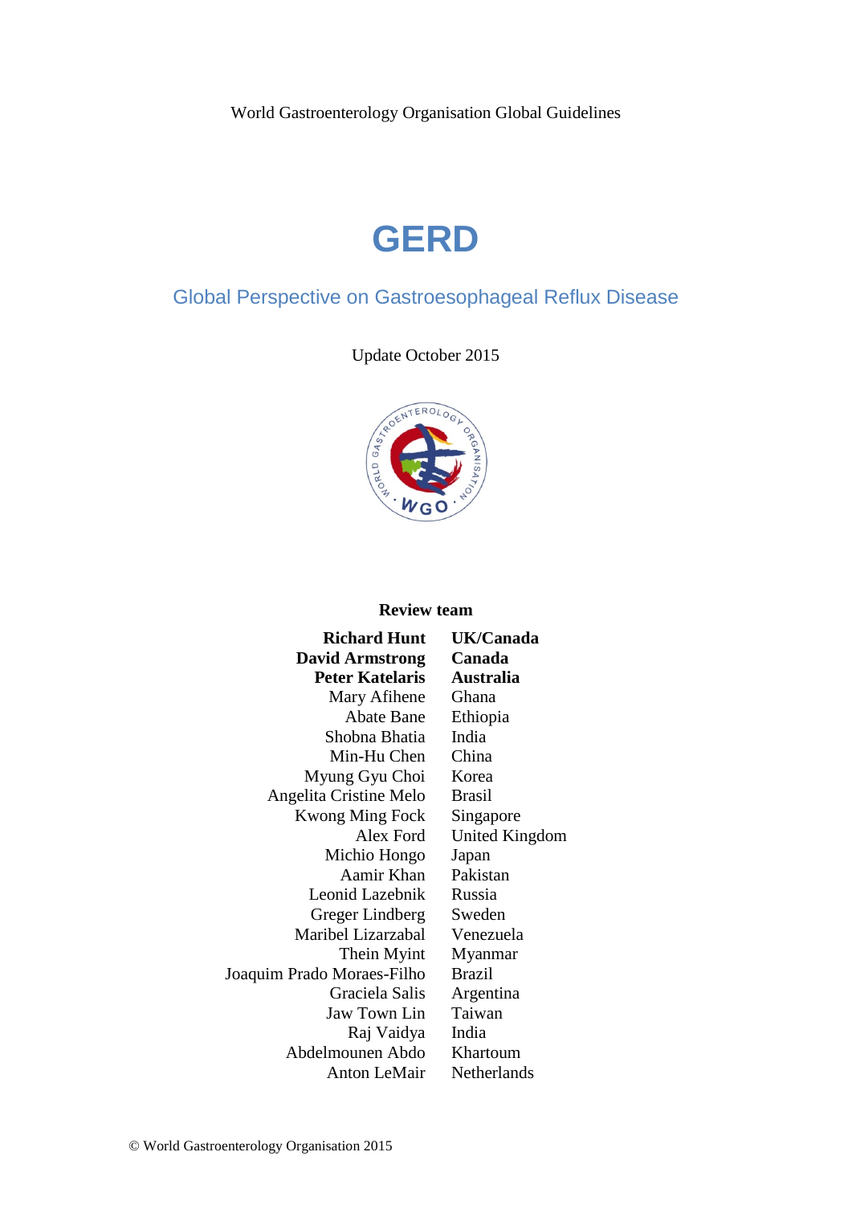World Gastroenterology Organisation Global Guidelines

# GERD

## Global Perspective on Gastroesophageal Reflux Disease

Update October 2015

**Review team**

| | |
|---|---|
| **Richard Hunt** | **UK/Canada** |
| **David Armstrong** | **Canada** |
| **Peter Katelaris** | **Australia** |
| Mary Afihene | Ghana |
| Abate Bane | Ethiopia |
| Shobna Bhatia | India |
| Min-Hu Chen | China |
| Myung Gyu Choi | Korea |
| Angelita Cristine Melo | Brasil |
| Kwong Ming Fock | Singapore |
| Alex Ford | United Kingdom |
| Michio Hongo | Japan |
| Aamir Khan | Pakistan |
| Leonid Lazebnik | Russia |
| Greger Lindberg | Sweden |
| Maribel Lizarzabal | Venezuela |
| Thein Myint | Myanmar |
| Joaquim Prado Moraes-Filho | Brazil |
| Graciela Salis | Argentina |
| Jaw Town Lin | Taiwan |
| Raj Vaidya | India |
| Abdelmounen Abdo | Khartoum |
| Anton LeMair | Netherlands |

© World Gastroenterology Organisation 2015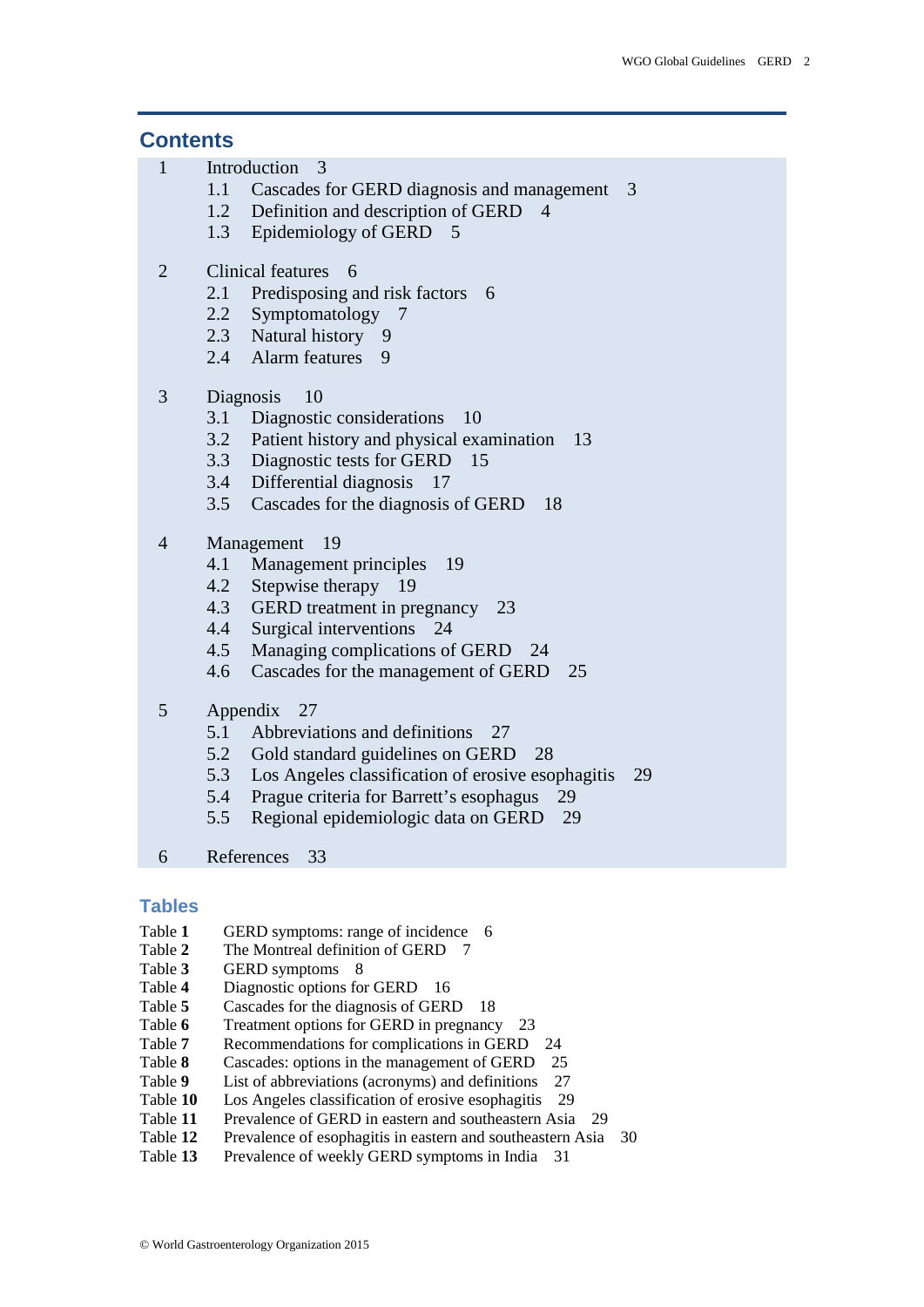## Contents

1 Introduction 3
- 1.1 Cascades for GERD diagnosis and management 3
- 1.2 Definition and description of GERD 4
- 1.3 Epidemiology of GERD 5

2 Clinical features 6
- 2.1 Predisposing and risk factors 6
- 2.2 Symptomatology 7
- 2.3 Natural history 9
- 2.4 Alarm features 9

3 Diagnosis 10
- 3.1 Diagnostic considerations 10
- 3.2 Patient history and physical examination 13
- 3.3 Diagnostic tests for GERD 15
- 3.4 Differential diagnosis 17
- 3.5 Cascades for the diagnosis of GERD 18

4 Management 19
- 4.1 Management principles 19
- 4.2 Stepwise therapy 19
- 4.3 GERD treatment in pregnancy 23
- 4.4 Surgical interventions 24
- 4.5 Managing complications of GERD 24
- 4.6 Cascades for the management of GERD 25

5 Appendix 27
- 5.1 Abbreviations and definitions 27
- 5.2 Gold standard guidelines on GERD 28
- 5.3 Los Angeles classification of erosive esophagitis 29
- 5.4 Prague criteria for Barrett's esophagus 29
- 5.5 Regional epidemiologic data on GERD 29

6 References 33

## Tables

- Table **1** GERD symptoms: range of incidence 6
- Table **2** The Montreal definition of GERD 7
- Table **3** GERD symptoms 8
- Table **4** Diagnostic options for GERD 16
- Table **5** Cascades for the diagnosis of GERD 18
- Table **6** Treatment options for GERD in pregnancy 23
- Table **7** Recommendations for complications in GERD 24
- Table **8** Cascades: options in the management of GERD 25
- Table **9** List of abbreviations (acronyms) and definitions 27
- Table **10** Los Angeles classification of erosive esophagitis 29
- Table **11** Prevalence of GERD in eastern and southeastern Asia 29
- Table **12** Prevalence of esophagitis in eastern and southeastern Asia 30
- Table **13** Prevalence of weekly GERD symptoms in India 31

© World Gastroenterology Organization 2015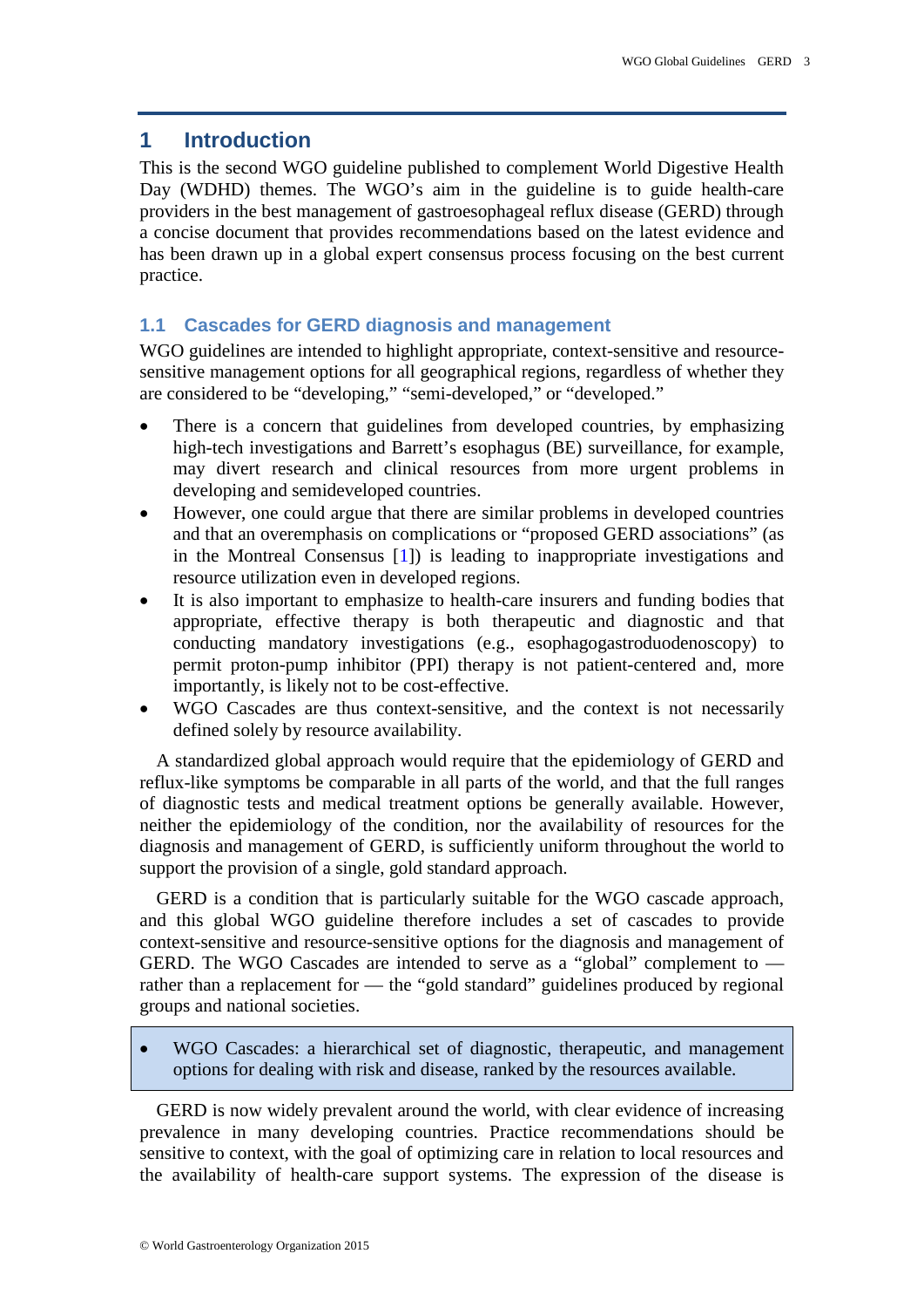# 1 Introduction

This is the second WGO guideline published to complement World Digestive Health Day (WDHD) themes. The WGO's aim in the guideline is to guide health-care providers in the best management of gastroesophageal reflux disease (GERD) through a concise document that provides recommendations based on the latest evidence and has been drawn up in a global expert consensus process focusing on the best current practice.

## 1.1 Cascades for GERD diagnosis and management

WGO guidelines are intended to highlight appropriate, context-sensitive and resource-sensitive management options for all geographical regions, regardless of whether they are considered to be "developing," "semi-developed," or "developed."

- There is a concern that guidelines from developed countries, by emphasizing high-tech investigations and Barrett's esophagus (BE) surveillance, for example, may divert research and clinical resources from more urgent problems in developing and semideveloped countries.
- However, one could argue that there are similar problems in developed countries and that an overemphasis on complications or "proposed GERD associations" (as in the Montreal Consensus [1]) is leading to inappropriate investigations and resource utilization even in developed regions.
- It is also important to emphasize to health-care insurers and funding bodies that appropriate, effective therapy is both therapeutic and diagnostic and that conducting mandatory investigations (e.g., esophagogastroduodenoscopy) to permit proton-pump inhibitor (PPI) therapy is not patient-centered and, more importantly, is likely not to be cost-effective.
- WGO Cascades are thus context-sensitive, and the context is not necessarily defined solely by resource availability.

A standardized global approach would require that the epidemiology of GERD and reflux-like symptoms be comparable in all parts of the world, and that the full ranges of diagnostic tests and medical treatment options be generally available. However, neither the epidemiology of the condition, nor the availability of resources for the diagnosis and management of GERD, is sufficiently uniform throughout the world to support the provision of a single, gold standard approach.

GERD is a condition that is particularly suitable for the WGO cascade approach, and this global WGO guideline therefore includes a set of cascades to provide context-sensitive and resource-sensitive options for the diagnosis and management of GERD. The WGO Cascades are intended to serve as a "global" complement to — rather than a replacement for — the "gold standard" guidelines produced by regional groups and national societies.

- WGO Cascades: a hierarchical set of diagnostic, therapeutic, and management options for dealing with risk and disease, ranked by the resources available.

GERD is now widely prevalent around the world, with clear evidence of increasing prevalence in many developing countries. Practice recommendations should be sensitive to context, with the goal of optimizing care in relation to local resources and the availability of health-care support systems. The expression of the disease is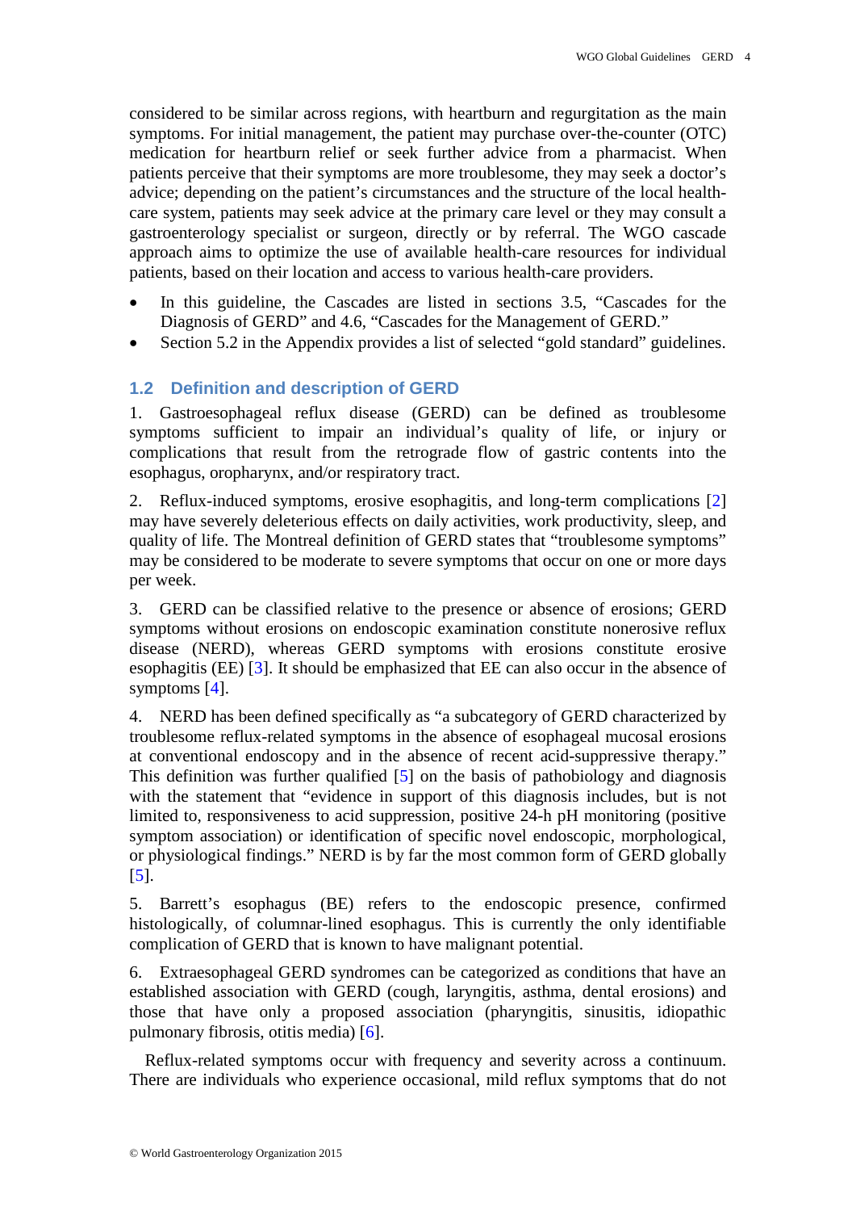considered to be similar across regions, with heartburn and regurgitation as the main symptoms. For initial management, the patient may purchase over-the-counter (OTC) medication for heartburn relief or seek further advice from a pharmacist. When patients perceive that their symptoms are more troublesome, they may seek a doctor's advice; depending on the patient's circumstances and the structure of the local health-care system, patients may seek advice at the primary care level or they may consult a gastroenterology specialist or surgeon, directly or by referral. The WGO cascade approach aims to optimize the use of available health-care resources for individual patients, based on their location and access to various health-care providers.

- In this guideline, the Cascades are listed in sections 3.5, "Cascades for the Diagnosis of GERD" and 4.6, "Cascades for the Management of GERD."
- Section 5.2 in the Appendix provides a list of selected "gold standard" guidelines.

## 1.2 Definition and description of GERD

1. Gastroesophageal reflux disease (GERD) can be defined as troublesome symptoms sufficient to impair an individual's quality of life, or injury or complications that result from the retrograde flow of gastric contents into the esophagus, oropharynx, and/or respiratory tract.

2. Reflux-induced symptoms, erosive esophagitis, and long-term complications [2] may have severely deleterious effects on daily activities, work productivity, sleep, and quality of life. The Montreal definition of GERD states that "troublesome symptoms" may be considered to be moderate to severe symptoms that occur on one or more days per week.

3. GERD can be classified relative to the presence or absence of erosions; GERD symptoms without erosions on endoscopic examination constitute nonerosive reflux disease (NERD), whereas GERD symptoms with erosions constitute erosive esophagitis (EE) [3]. It should be emphasized that EE can also occur in the absence of symptoms [4].

4. NERD has been defined specifically as "a subcategory of GERD characterized by troublesome reflux-related symptoms in the absence of esophageal mucosal erosions at conventional endoscopy and in the absence of recent acid-suppressive therapy." This definition was further qualified [5] on the basis of pathobiology and diagnosis with the statement that "evidence in support of this diagnosis includes, but is not limited to, responsiveness to acid suppression, positive 24-h pH monitoring (positive symptom association) or identification of specific novel endoscopic, morphological, or physiological findings." NERD is by far the most common form of GERD globally [5].

5. Barrett's esophagus (BE) refers to the endoscopic presence, confirmed histologically, of columnar-lined esophagus. This is currently the only identifiable complication of GERD that is known to have malignant potential.

6. Extraesophageal GERD syndromes can be categorized as conditions that have an established association with GERD (cough, laryngitis, asthma, dental erosions) and those that have only a proposed association (pharyngitis, sinusitis, idiopathic pulmonary fibrosis, otitis media) [6].

Reflux-related symptoms occur with frequency and severity across a continuum. There are individuals who experience occasional, mild reflux symptoms that do not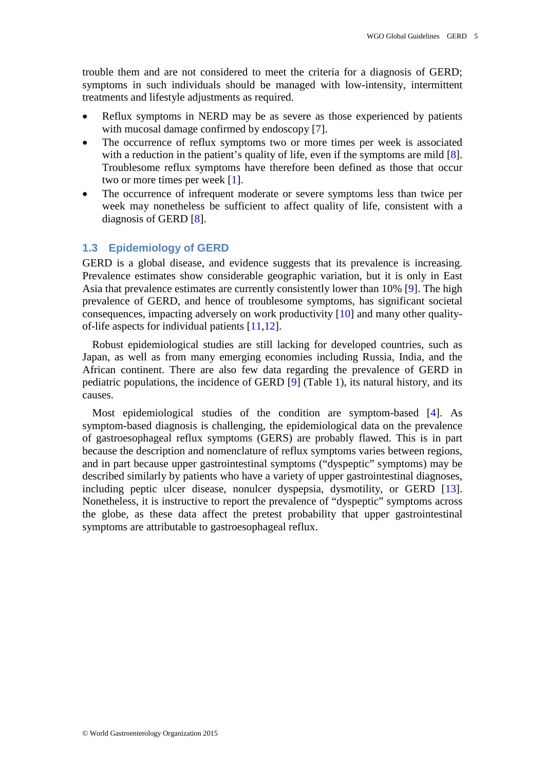trouble them and are not considered to meet the criteria for a diagnosis of GERD; symptoms in such individuals should be managed with low-intensity, intermittent treatments and lifestyle adjustments as required.

- Reflux symptoms in NERD may be as severe as those experienced by patients with mucosal damage confirmed by endoscopy [7].
- The occurrence of reflux symptoms two or more times per week is associated with a reduction in the patient's quality of life, even if the symptoms are mild [8]. Troublesome reflux symptoms have therefore been defined as those that occur two or more times per week [1].
- The occurrence of infrequent moderate or severe symptoms less than twice per week may nonetheless be sufficient to affect quality of life, consistent with a diagnosis of GERD [8].

## 1.3 Epidemiology of GERD

GERD is a global disease, and evidence suggests that its prevalence is increasing. Prevalence estimates show considerable geographic variation, but it is only in East Asia that prevalence estimates are currently consistently lower than 10% [9]. The high prevalence of GERD, and hence of troublesome symptoms, has significant societal consequences, impacting adversely on work productivity [10] and many other quality-of-life aspects for individual patients [11,12].

Robust epidemiological studies are still lacking for developed countries, such as Japan, as well as from many emerging economies including Russia, India, and the African continent. There are also few data regarding the prevalence of GERD in pediatric populations, the incidence of GERD [9] (Table 1), its natural history, and its causes.

Most epidemiological studies of the condition are symptom-based [4]. As symptom-based diagnosis is challenging, the epidemiological data on the prevalence of gastroesophageal reflux symptoms (GERS) are probably flawed. This is in part because the description and nomenclature of reflux symptoms varies between regions, and in part because upper gastrointestinal symptoms ("dyspeptic" symptoms) may be described similarly by patients who have a variety of upper gastrointestinal diagnoses, including peptic ulcer disease, nonulcer dyspepsia, dysmotility, or GERD [13]. Nonetheless, it is instructive to report the prevalence of "dyspeptic" symptoms across the globe, as these data affect the pretest probability that upper gastrointestinal symptoms are attributable to gastroesophageal reflux.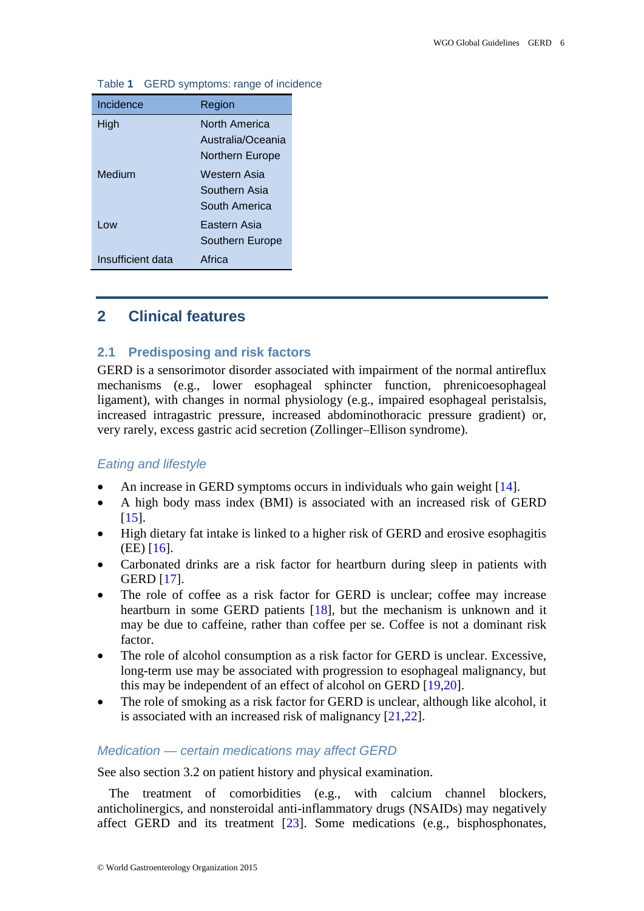Table **1** GERD symptoms: range of incidence

| Incidence | Region |
|---|---|
| High | North America |
| | Australia/Oceania |
| | Northern Europe |
| Medium | Western Asia |
| | Southern Asia |
| | South America |
| Low | Eastern Asia |
| | Southern Europe |
| Insufficient data | Africa |

## 2 Clinical features

### 2.1 Predisposing and risk factors

GERD is a sensorimotor disorder associated with impairment of the normal antireflux mechanisms (e.g., lower esophageal sphincter function, phrenicoesophageal ligament), with changes in normal physiology (e.g., impaired esophageal peristalsis, increased intragastric pressure, increased abdominothoracic pressure gradient) or, very rarely, excess gastric acid secretion (Zollinger–Ellison syndrome).

#### *Eating and lifestyle*

- An increase in GERD symptoms occurs in individuals who gain weight [14].
- A high body mass index (BMI) is associated with an increased risk of GERD [15].
- High dietary fat intake is linked to a higher risk of GERD and erosive esophagitis (EE) [16].
- Carbonated drinks are a risk factor for heartburn during sleep in patients with GERD [17].
- The role of coffee as a risk factor for GERD is unclear; coffee may increase heartburn in some GERD patients [18], but the mechanism is unknown and it may be due to caffeine, rather than coffee per se. Coffee is not a dominant risk factor.
- The role of alcohol consumption as a risk factor for GERD is unclear. Excessive, long-term use may be associated with progression to esophageal malignancy, but this may be independent of an effect of alcohol on GERD [19,20].
- The role of smoking as a risk factor for GERD is unclear, although like alcohol, it is associated with an increased risk of malignancy [21,22].

#### *Medication — certain medications may affect GERD*

See also section 3.2 on patient history and physical examination.

The treatment of comorbidities (e.g., with calcium channel blockers, anticholinergics, and nonsteroidal anti-inflammatory drugs (NSAIDs) may negatively affect GERD and its treatment [23]. Some medications (e.g., bisphosphonates,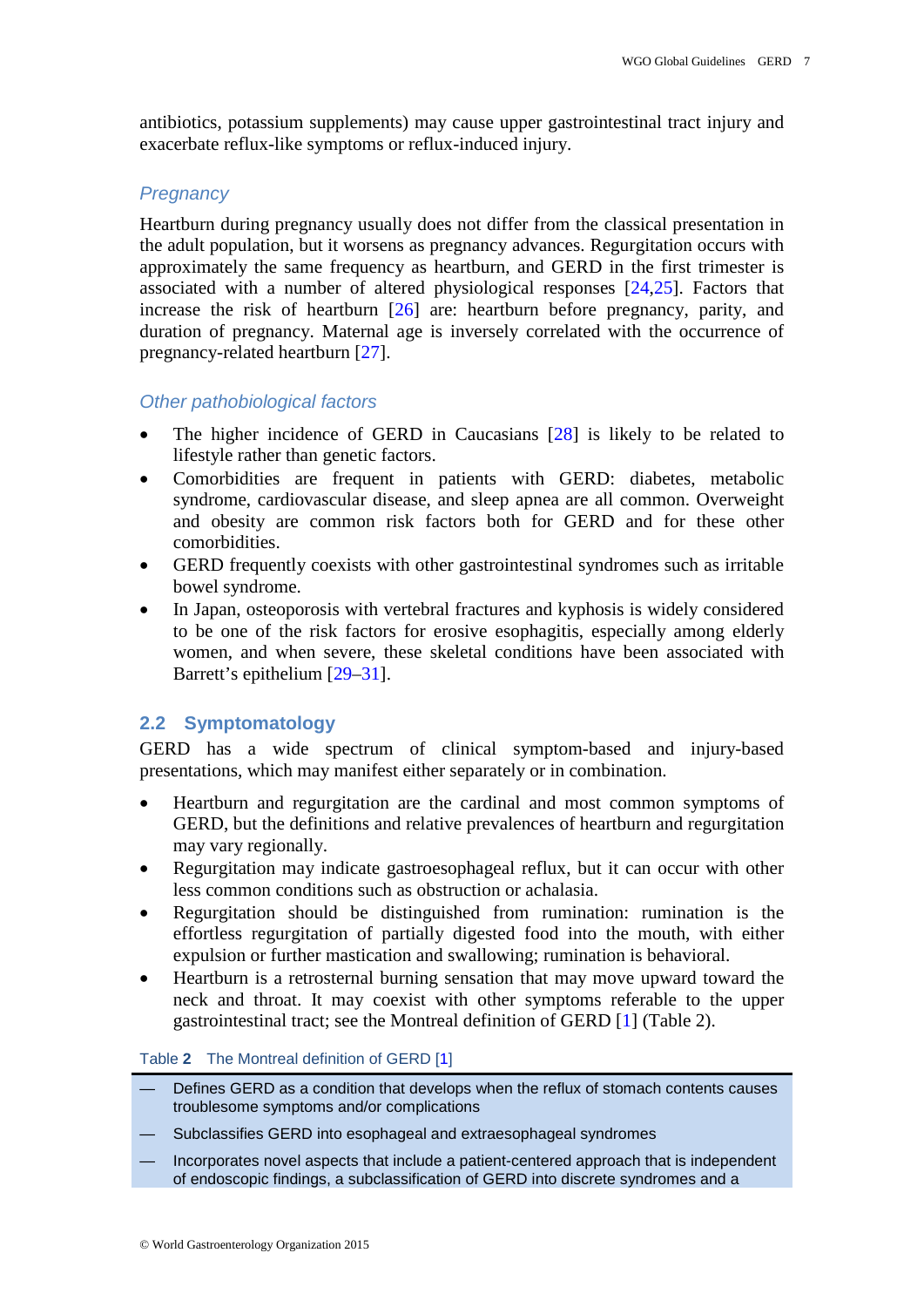antibiotics, potassium supplements) may cause upper gastrointestinal tract injury and exacerbate reflux-like symptoms or reflux-induced injury.

### *Pregnancy*

Heartburn during pregnancy usually does not differ from the classical presentation in the adult population, but it worsens as pregnancy advances. Regurgitation occurs with approximately the same frequency as heartburn, and GERD in the first trimester is associated with a number of altered physiological responses [24,25]. Factors that increase the risk of heartburn [26] are: heartburn before pregnancy, parity, and duration of pregnancy. Maternal age is inversely correlated with the occurrence of pregnancy-related heartburn [27].

### *Other pathobiological factors*

- The higher incidence of GERD in Caucasians [28] is likely to be related to lifestyle rather than genetic factors.
- Comorbidities are frequent in patients with GERD: diabetes, metabolic syndrome, cardiovascular disease, and sleep apnea are all common. Overweight and obesity are common risk factors both for GERD and for these other comorbidities.
- GERD frequently coexists with other gastrointestinal syndromes such as irritable bowel syndrome.
- In Japan, osteoporosis with vertebral fractures and kyphosis is widely considered to be one of the risk factors for erosive esophagitis, especially among elderly women, and when severe, these skeletal conditions have been associated with Barrett's epithelium [29–31].

## 2.2 Symptomatology

GERD has a wide spectrum of clinical symptom-based and injury-based presentations, which may manifest either separately or in combination.

- Heartburn and regurgitation are the cardinal and most common symptoms of GERD, but the definitions and relative prevalences of heartburn and regurgitation may vary regionally.
- Regurgitation may indicate gastroesophageal reflux, but it can occur with other less common conditions such as obstruction or achalasia.
- Regurgitation should be distinguished from rumination: rumination is the effortless regurgitation of partially digested food into the mouth, with either expulsion or further mastication and swallowing; rumination is behavioral.
- Heartburn is a retrosternal burning sensation that may move upward toward the neck and throat. It may coexist with other symptoms referable to the upper gastrointestinal tract; see the Montreal definition of GERD [1] (Table 2).

Table **2** The Montreal definition of GERD [1]

— Defines GERD as a condition that develops when the reflux of stomach contents causes troublesome symptoms and/or complications

— Subclassifies GERD into esophageal and extraesophageal syndromes

— Incorporates novel aspects that include a patient-centered approach that is independent of endoscopic findings, a subclassification of GERD into discrete syndromes and a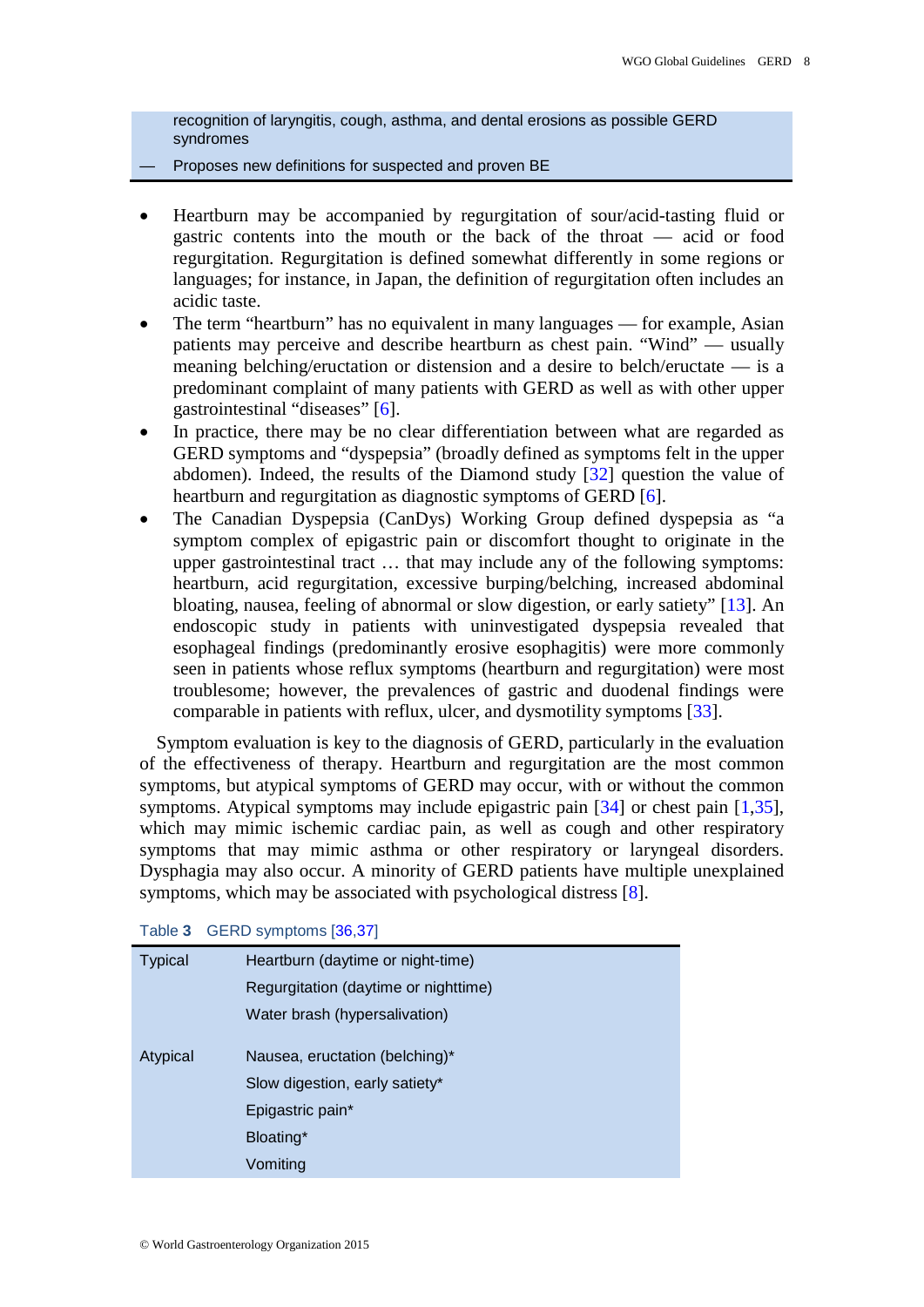recognition of laryngitis, cough, asthma, and dental erosions as possible GERD syndromes

— Proposes new definitions for suspected and proven BE

- Heartburn may be accompanied by regurgitation of sour/acid-tasting fluid or gastric contents into the mouth or the back of the throat — acid or food regurgitation. Regurgitation is defined somewhat differently in some regions or languages; for instance, in Japan, the definition of regurgitation often includes an acidic taste.
- The term "heartburn" has no equivalent in many languages — for example, Asian patients may perceive and describe heartburn as chest pain. "Wind" — usually meaning belching/eructation or distension and a desire to belch/eructate — is a predominant complaint of many patients with GERD as well as with other upper gastrointestinal "diseases" [6].
- In practice, there may be no clear differentiation between what are regarded as GERD symptoms and "dyspepsia" (broadly defined as symptoms felt in the upper abdomen). Indeed, the results of the Diamond study [32] question the value of heartburn and regurgitation as diagnostic symptoms of GERD [6].
- The Canadian Dyspepsia (CanDys) Working Group defined dyspepsia as "a symptom complex of epigastric pain or discomfort thought to originate in the upper gastrointestinal tract … that may include any of the following symptoms: heartburn, acid regurgitation, excessive burping/belching, increased abdominal bloating, nausea, feeling of abnormal or slow digestion, or early satiety" [13]. An endoscopic study in patients with uninvestigated dyspepsia revealed that esophageal findings (predominantly erosive esophagitis) were more commonly seen in patients whose reflux symptoms (heartburn and regurgitation) were most troublesome; however, the prevalences of gastric and duodenal findings were comparable in patients with reflux, ulcer, and dysmotility symptoms [33].

Symptom evaluation is key to the diagnosis of GERD, particularly in the evaluation of the effectiveness of therapy. Heartburn and regurgitation are the most common symptoms, but atypical symptoms of GERD may occur, with or without the common symptoms. Atypical symptoms may include epigastric pain [34] or chest pain [1,35], which may mimic ischemic cardiac pain, as well as cough and other respiratory symptoms that may mimic asthma or other respiratory or laryngeal disorders. Dysphagia may also occur. A minority of GERD patients have multiple unexplained symptoms, which may be associated with psychological distress [8].

Table **3** GERD symptoms [36,37]

| | |
|---|---|
| Typical | Heartburn (daytime or night-time) |
| | Regurgitation (daytime or nighttime) |
| | Water brash (hypersalivation) |
| Atypical | Nausea, eructation (belching)* |
| | Slow digestion, early satiety* |
| | Epigastric pain* |
| | Bloating* |
| | Vomiting |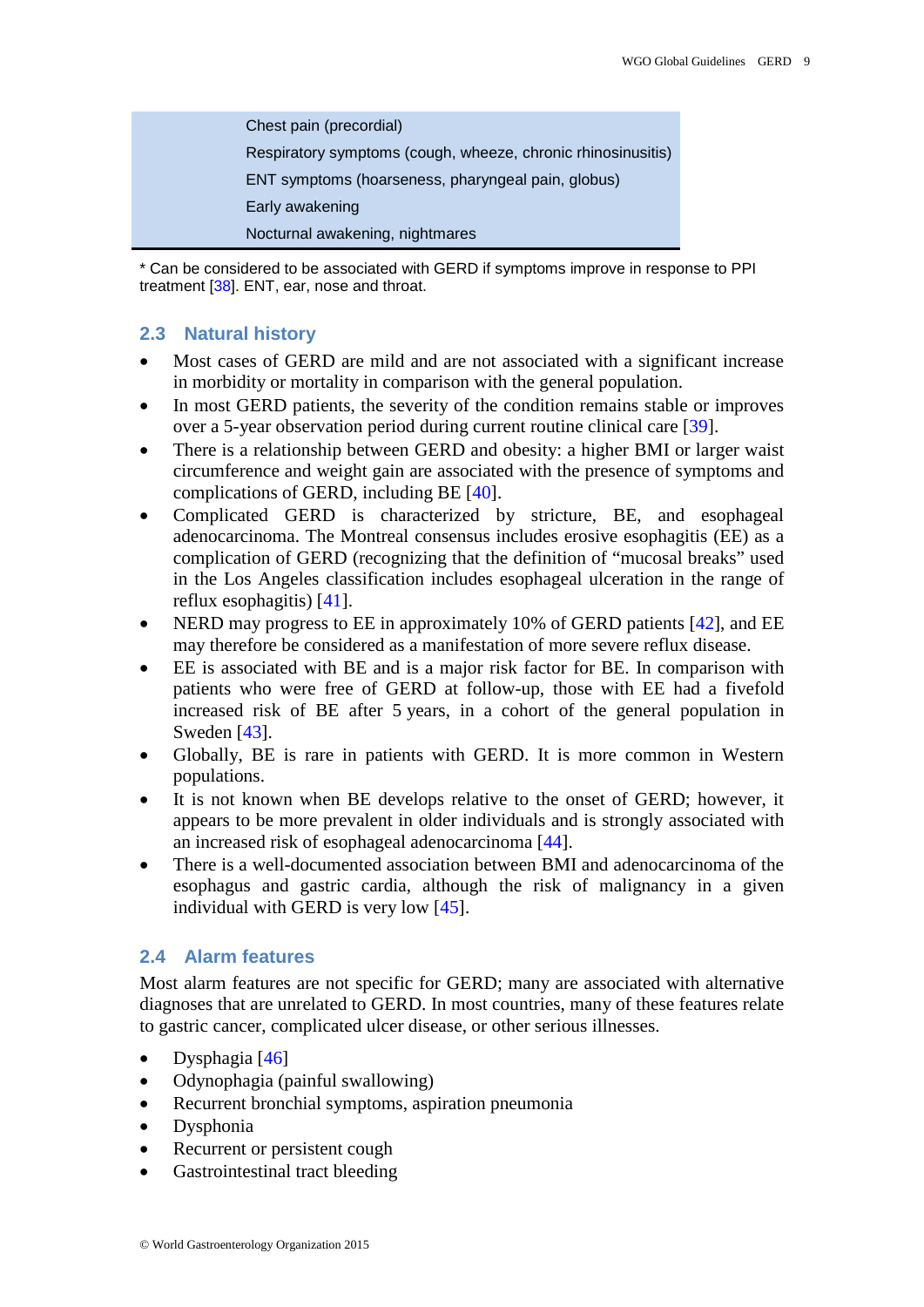| |
|---|
| Chest pain (precordial) |
| Respiratory symptoms (cough, wheeze, chronic rhinosinusitis) |
| ENT symptoms (hoarseness, pharyngeal pain, globus) |
| Early awakening |
| Nocturnal awakening, nightmares |

* Can be considered to be associated with GERD if symptoms improve in response to PPI treatment [38]. ENT, ear, nose and throat.

## 2.3 Natural history

- Most cases of GERD are mild and are not associated with a significant increase in morbidity or mortality in comparison with the general population.
- In most GERD patients, the severity of the condition remains stable or improves over a 5-year observation period during current routine clinical care [39].
- There is a relationship between GERD and obesity: a higher BMI or larger waist circumference and weight gain are associated with the presence of symptoms and complications of GERD, including BE [40].
- Complicated GERD is characterized by stricture, BE, and esophageal adenocarcinoma. The Montreal consensus includes erosive esophagitis (EE) as a complication of GERD (recognizing that the definition of "mucosal breaks" used in the Los Angeles classification includes esophageal ulceration in the range of reflux esophagitis) [41].
- NERD may progress to EE in approximately 10% of GERD patients [42], and EE may therefore be considered as a manifestation of more severe reflux disease.
- EE is associated with BE and is a major risk factor for BE. In comparison with patients who were free of GERD at follow-up, those with EE had a fivefold increased risk of BE after 5 years, in a cohort of the general population in Sweden [43].
- Globally, BE is rare in patients with GERD. It is more common in Western populations.
- It is not known when BE develops relative to the onset of GERD; however, it appears to be more prevalent in older individuals and is strongly associated with an increased risk of esophageal adenocarcinoma [44].
- There is a well-documented association between BMI and adenocarcinoma of the esophagus and gastric cardia, although the risk of malignancy in a given individual with GERD is very low [45].

## 2.4 Alarm features

Most alarm features are not specific for GERD; many are associated with alternative diagnoses that are unrelated to GERD. In most countries, many of these features relate to gastric cancer, complicated ulcer disease, or other serious illnesses.

- Dysphagia [46]
- Odynophagia (painful swallowing)
- Recurrent bronchial symptoms, aspiration pneumonia
- Dysphonia
- Recurrent or persistent cough
- Gastrointestinal tract bleeding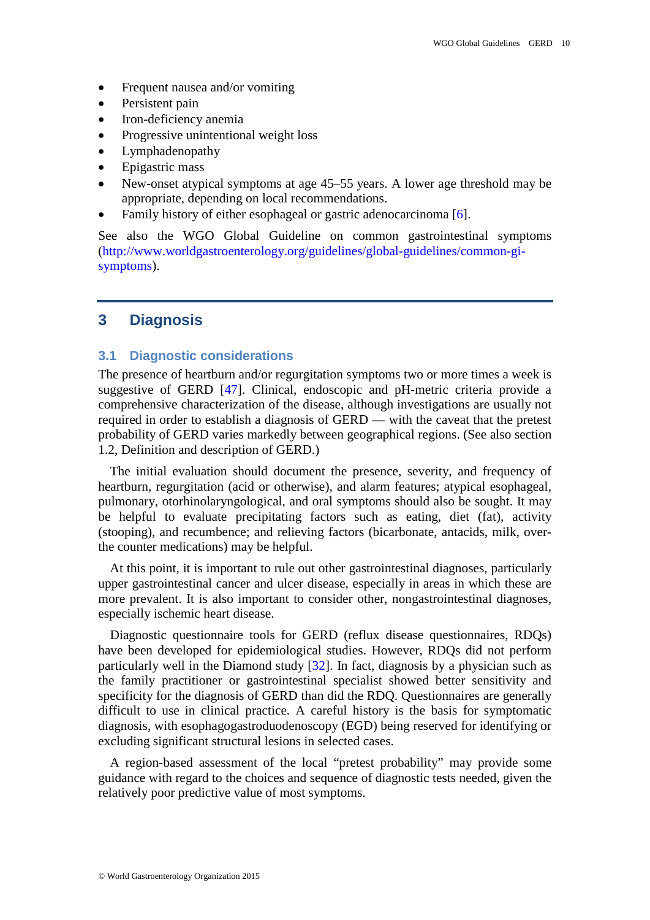- Frequent nausea and/or vomiting
- Persistent pain
- Iron-deficiency anemia
- Progressive unintentional weight loss
- Lymphadenopathy
- Epigastric mass
- New-onset atypical symptoms at age 45–55 years. A lower age threshold may be appropriate, depending on local recommendations.
- Family history of either esophageal or gastric adenocarcinoma [6].

See also the WGO Global Guideline on common gastrointestinal symptoms (http://www.worldgastroenterology.org/guidelines/global-guidelines/common-gi-symptoms).

# 3 Diagnosis

## 3.1 Diagnostic considerations

The presence of heartburn and/or regurgitation symptoms two or more times a week is suggestive of GERD [47]. Clinical, endoscopic and pH-metric criteria provide a comprehensive characterization of the disease, although investigations are usually not required in order to establish a diagnosis of GERD — with the caveat that the pretest probability of GERD varies markedly between geographical regions. (See also section 1.2, Definition and description of GERD.)

The initial evaluation should document the presence, severity, and frequency of heartburn, regurgitation (acid or otherwise), and alarm features; atypical esophageal, pulmonary, otorhinolaryngological, and oral symptoms should also be sought. It may be helpful to evaluate precipitating factors such as eating, diet (fat), activity (stooping), and recumbence; and relieving factors (bicarbonate, antacids, milk, over-the counter medications) may be helpful.

At this point, it is important to rule out other gastrointestinal diagnoses, particularly upper gastrointestinal cancer and ulcer disease, especially in areas in which these are more prevalent. It is also important to consider other, nongastrointestinal diagnoses, especially ischemic heart disease.

Diagnostic questionnaire tools for GERD (reflux disease questionnaires, RDQs) have been developed for epidemiological studies. However, RDQs did not perform particularly well in the Diamond study [32]. In fact, diagnosis by a physician such as the family practitioner or gastrointestinal specialist showed better sensitivity and specificity for the diagnosis of GERD than did the RDQ. Questionnaires are generally difficult to use in clinical practice. A careful history is the basis for symptomatic diagnosis, with esophagogastroduodenoscopy (EGD) being reserved for identifying or excluding significant structural lesions in selected cases.

A region-based assessment of the local "pretest probability" may provide some guidance with regard to the choices and sequence of diagnostic tests needed, given the relatively poor predictive value of most symptoms.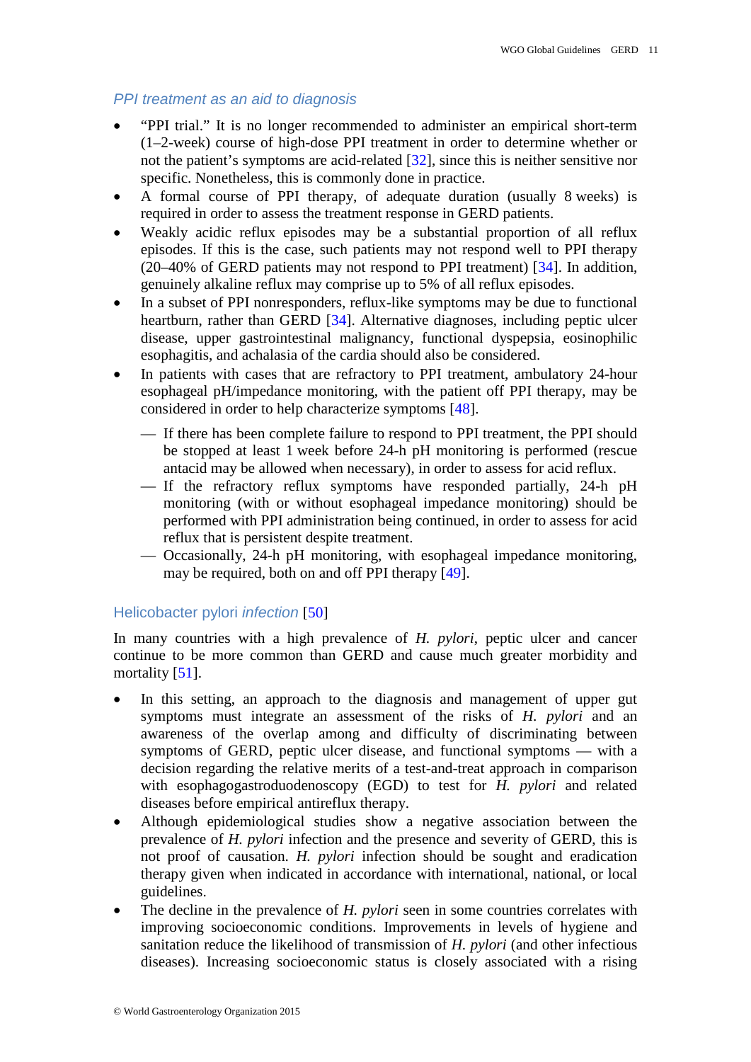### *PPI treatment as an aid to diagnosis*

- "PPI trial." It is no longer recommended to administer an empirical short-term (1–2-week) course of high-dose PPI treatment in order to determine whether or not the patient's symptoms are acid-related [32], since this is neither sensitive nor specific. Nonetheless, this is commonly done in practice.
- A formal course of PPI therapy, of adequate duration (usually 8 weeks) is required in order to assess the treatment response in GERD patients.
- Weakly acidic reflux episodes may be a substantial proportion of all reflux episodes. If this is the case, such patients may not respond well to PPI therapy (20–40% of GERD patients may not respond to PPI treatment) [34]. In addition, genuinely alkaline reflux may comprise up to 5% of all reflux episodes.
- In a subset of PPI nonresponders, reflux-like symptoms may be due to functional heartburn, rather than GERD [34]. Alternative diagnoses, including peptic ulcer disease, upper gastrointestinal malignancy, functional dyspepsia, eosinophilic esophagitis, and achalasia of the cardia should also be considered.
- In patients with cases that are refractory to PPI treatment, ambulatory 24-hour esophageal pH/impedance monitoring, with the patient off PPI therapy, may be considered in order to help characterize symptoms [48].
  - — If there has been complete failure to respond to PPI treatment, the PPI should be stopped at least 1 week before 24-h pH monitoring is performed (rescue antacid may be allowed when necessary), in order to assess for acid reflux.
  - — If the refractory reflux symptoms have responded partially, 24-h pH monitoring (with or without esophageal impedance monitoring) should be performed with PPI administration being continued, in order to assess for acid reflux that is persistent despite treatment.
  - — Occasionally, 24-h pH monitoring, with esophageal impedance monitoring, may be required, both on and off PPI therapy [49].

### Helicobacter pylori *infection* [50]

In many countries with a high prevalence of *H. pylori*, peptic ulcer and cancer continue to be more common than GERD and cause much greater morbidity and mortality [51].

- In this setting, an approach to the diagnosis and management of upper gut symptoms must integrate an assessment of the risks of *H. pylori* and an awareness of the overlap among and difficulty of discriminating between symptoms of GERD, peptic ulcer disease, and functional symptoms — with a decision regarding the relative merits of a test-and-treat approach in comparison with esophagogastroduodenoscopy (EGD) to test for *H. pylori* and related diseases before empirical antireflux therapy.
- Although epidemiological studies show a negative association between the prevalence of *H. pylori* infection and the presence and severity of GERD, this is not proof of causation. *H. pylori* infection should be sought and eradication therapy given when indicated in accordance with international, national, or local guidelines.
- The decline in the prevalence of *H. pylori* seen in some countries correlates with improving socioeconomic conditions. Improvements in levels of hygiene and sanitation reduce the likelihood of transmission of *H. pylori* (and other infectious diseases). Increasing socioeconomic status is closely associated with a rising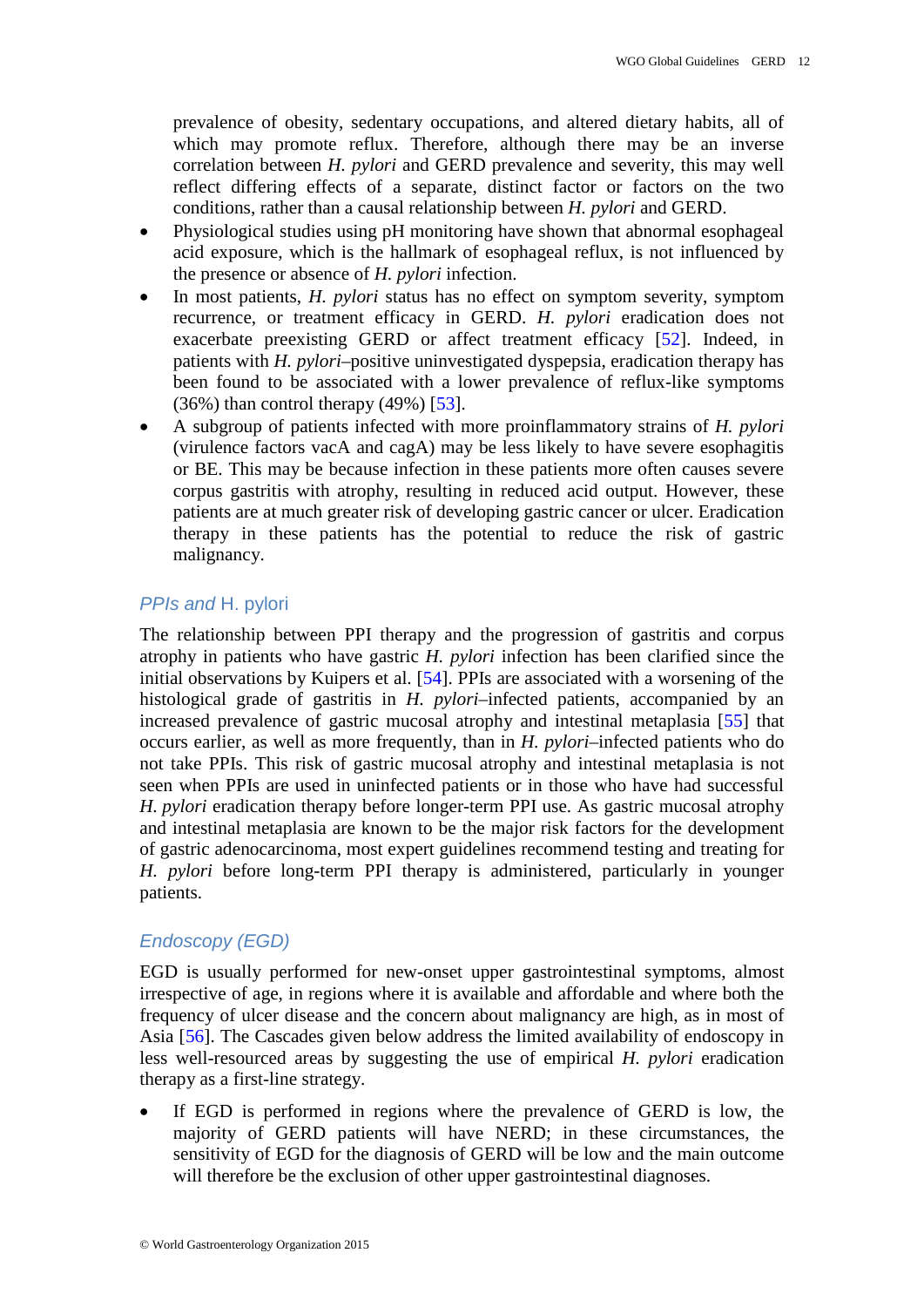prevalence of obesity, sedentary occupations, and altered dietary habits, all of which may promote reflux. Therefore, although there may be an inverse correlation between *H. pylori* and GERD prevalence and severity, this may well reflect differing effects of a separate, distinct factor or factors on the two conditions, rather than a causal relationship between *H. pylori* and GERD.

- Physiological studies using pH monitoring have shown that abnormal esophageal acid exposure, which is the hallmark of esophageal reflux, is not influenced by the presence or absence of *H. pylori* infection.
- In most patients, *H. pylori* status has no effect on symptom severity, symptom recurrence, or treatment efficacy in GERD. *H. pylori* eradication does not exacerbate preexisting GERD or affect treatment efficacy [52]. Indeed, in patients with *H. pylori*–positive uninvestigated dyspepsia, eradication therapy has been found to be associated with a lower prevalence of reflux-like symptoms (36%) than control therapy (49%) [53].
- A subgroup of patients infected with more proinflammatory strains of *H. pylori* (virulence factors vacA and cagA) may be less likely to have severe esophagitis or BE. This may be because infection in these patients more often causes severe corpus gastritis with atrophy, resulting in reduced acid output. However, these patients are at much greater risk of developing gastric cancer or ulcer. Eradication therapy in these patients has the potential to reduce the risk of gastric malignancy.

### *PPIs and* H. pylori

The relationship between PPI therapy and the progression of gastritis and corpus atrophy in patients who have gastric *H. pylori* infection has been clarified since the initial observations by Kuipers et al. [54]. PPIs are associated with a worsening of the histological grade of gastritis in *H. pylori*–infected patients, accompanied by an increased prevalence of gastric mucosal atrophy and intestinal metaplasia [55] that occurs earlier, as well as more frequently, than in *H. pylori*–infected patients who do not take PPIs. This risk of gastric mucosal atrophy and intestinal metaplasia is not seen when PPIs are used in uninfected patients or in those who have had successful *H. pylori* eradication therapy before longer-term PPI use. As gastric mucosal atrophy and intestinal metaplasia are known to be the major risk factors for the development of gastric adenocarcinoma, most expert guidelines recommend testing and treating for *H. pylori* before long-term PPI therapy is administered, particularly in younger patients.

### *Endoscopy (EGD)*

EGD is usually performed for new-onset upper gastrointestinal symptoms, almost irrespective of age, in regions where it is available and affordable and where both the frequency of ulcer disease and the concern about malignancy are high, as in most of Asia [56]. The Cascades given below address the limited availability of endoscopy in less well-resourced areas by suggesting the use of empirical *H. pylori* eradication therapy as a first-line strategy.

- If EGD is performed in regions where the prevalence of GERD is low, the majority of GERD patients will have NERD; in these circumstances, the sensitivity of EGD for the diagnosis of GERD will be low and the main outcome will therefore be the exclusion of other upper gastrointestinal diagnoses.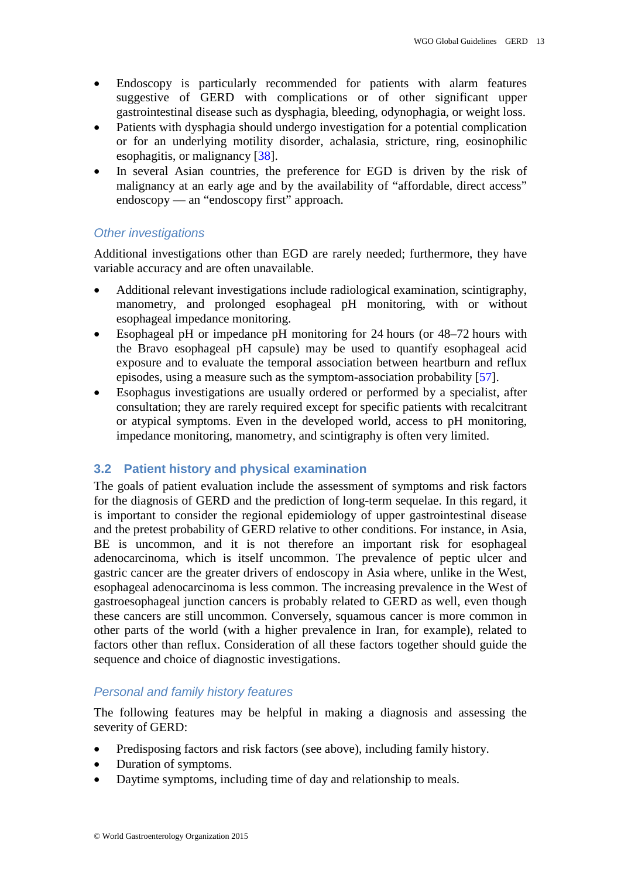- Endoscopy is particularly recommended for patients with alarm features suggestive of GERD with complications or of other significant upper gastrointestinal disease such as dysphagia, bleeding, odynophagia, or weight loss.
- Patients with dysphagia should undergo investigation for a potential complication or for an underlying motility disorder, achalasia, stricture, ring, eosinophilic esophagitis, or malignancy [38].
- In several Asian countries, the preference for EGD is driven by the risk of malignancy at an early age and by the availability of "affordable, direct access" endoscopy — an "endoscopy first" approach.

### *Other investigations*

Additional investigations other than EGD are rarely needed; furthermore, they have variable accuracy and are often unavailable.

- Additional relevant investigations include radiological examination, scintigraphy, manometry, and prolonged esophageal pH monitoring, with or without esophageal impedance monitoring.
- Esophageal pH or impedance pH monitoring for 24 hours (or 48–72 hours with the Bravo esophageal pH capsule) may be used to quantify esophageal acid exposure and to evaluate the temporal association between heartburn and reflux episodes, using a measure such as the symptom-association probability [57].
- Esophagus investigations are usually ordered or performed by a specialist, after consultation; they are rarely required except for specific patients with recalcitrant or atypical symptoms. Even in the developed world, access to pH monitoring, impedance monitoring, manometry, and scintigraphy is often very limited.

## 3.2 Patient history and physical examination

The goals of patient evaluation include the assessment of symptoms and risk factors for the diagnosis of GERD and the prediction of long-term sequelae. In this regard, it is important to consider the regional epidemiology of upper gastrointestinal disease and the pretest probability of GERD relative to other conditions. For instance, in Asia, BE is uncommon, and it is not therefore an important risk for esophageal adenocarcinoma, which is itself uncommon. The prevalence of peptic ulcer and gastric cancer are the greater drivers of endoscopy in Asia where, unlike in the West, esophageal adenocarcinoma is less common. The increasing prevalence in the West of gastroesophageal junction cancers is probably related to GERD as well, even though these cancers are still uncommon. Conversely, squamous cancer is more common in other parts of the world (with a higher prevalence in Iran, for example), related to factors other than reflux. Consideration of all these factors together should guide the sequence and choice of diagnostic investigations.

### *Personal and family history features*

The following features may be helpful in making a diagnosis and assessing the severity of GERD:

- Predisposing factors and risk factors (see above), including family history.
- Duration of symptoms.
- Daytime symptoms, including time of day and relationship to meals.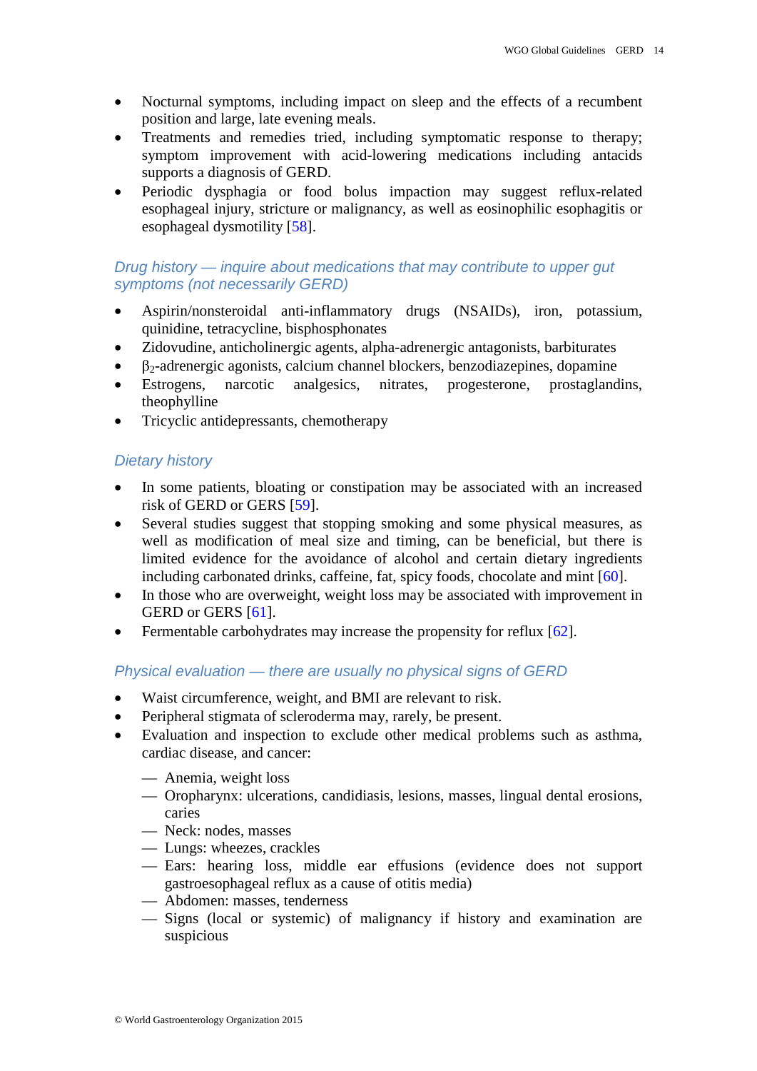- Nocturnal symptoms, including impact on sleep and the effects of a recumbent position and large, late evening meals.
- Treatments and remedies tried, including symptomatic response to therapy; symptom improvement with acid-lowering medications including antacids supports a diagnosis of GERD.
- Periodic dysphagia or food bolus impaction may suggest reflux-related esophageal injury, stricture or malignancy, as well as eosinophilic esophagitis or esophageal dysmotility [58].

### *Drug history — inquire about medications that may contribute to upper gut symptoms (not necessarily GERD)*

- Aspirin/nonsteroidal anti-inflammatory drugs (NSAIDs), iron, potassium, quinidine, tetracycline, bisphosphonates
- Zidovudine, anticholinergic agents, alpha-adrenergic antagonists, barbiturates
- $\beta_2$-adrenergic agonists, calcium channel blockers, benzodiazepines, dopamine
- Estrogens, narcotic analgesics, nitrates, progesterone, prostaglandins, theophylline
- Tricyclic antidepressants, chemotherapy

### *Dietary history*

- In some patients, bloating or constipation may be associated with an increased risk of GERD or GERS [59].
- Several studies suggest that stopping smoking and some physical measures, as well as modification of meal size and timing, can be beneficial, but there is limited evidence for the avoidance of alcohol and certain dietary ingredients including carbonated drinks, caffeine, fat, spicy foods, chocolate and mint [60].
- In those who are overweight, weight loss may be associated with improvement in GERD or GERS [61].
- Fermentable carbohydrates may increase the propensity for reflux [62].

### *Physical evaluation — there are usually no physical signs of GERD*

- Waist circumference, weight, and BMI are relevant to risk.
- Peripheral stigmata of scleroderma may, rarely, be present.
- Evaluation and inspection to exclude other medical problems such as asthma, cardiac disease, and cancer:
  - Anemia, weight loss
  - Oropharynx: ulcerations, candidiasis, lesions, masses, lingual dental erosions, caries
  - Neck: nodes, masses
  - Lungs: wheezes, crackles
  - Ears: hearing loss, middle ear effusions (evidence does not support gastroesophageal reflux as a cause of otitis media)
  - Abdomen: masses, tenderness
  - Signs (local or systemic) of malignancy if history and examination are suspicious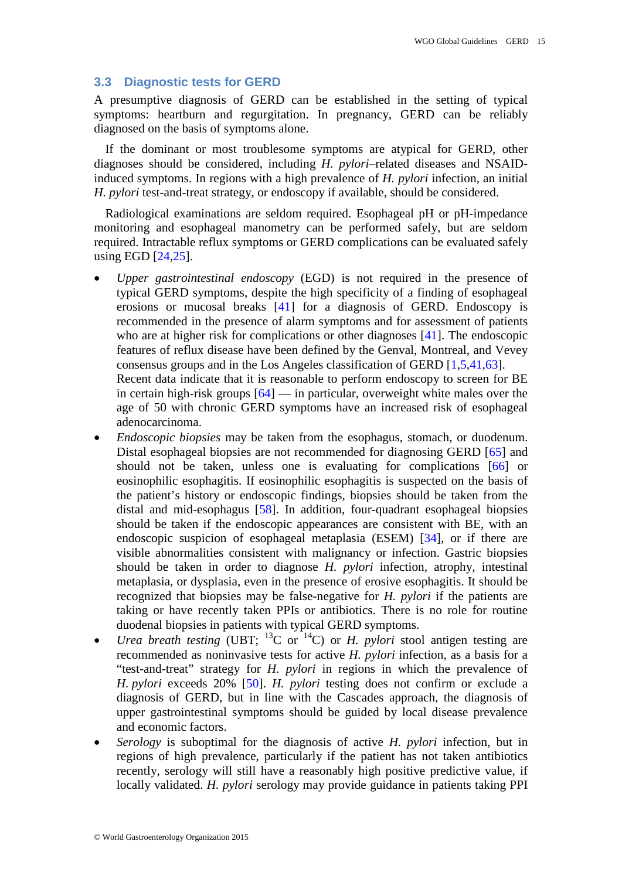## 3.3 Diagnostic tests for GERD

A presumptive diagnosis of GERD can be established in the setting of typical symptoms: heartburn and regurgitation. In pregnancy, GERD can be reliably diagnosed on the basis of symptoms alone.

If the dominant or most troublesome symptoms are atypical for GERD, other diagnoses should be considered, including *H. pylori*–related diseases and NSAID-induced symptoms. In regions with a high prevalence of *H. pylori* infection, an initial *H. pylori* test-and-treat strategy, or endoscopy if available, should be considered.

Radiological examinations are seldom required. Esophageal pH or pH-impedance monitoring and esophageal manometry can be performed safely, but are seldom required. Intractable reflux symptoms or GERD complications can be evaluated safely using EGD [24,25].

- *Upper gastrointestinal endoscopy* (EGD) is not required in the presence of typical GERD symptoms, despite the high specificity of a finding of esophageal erosions or mucosal breaks [41] for a diagnosis of GERD. Endoscopy is recommended in the presence of alarm symptoms and for assessment of patients who are at higher risk for complications or other diagnoses [41]. The endoscopic features of reflux disease have been defined by the Genval, Montreal, and Vevey consensus groups and in the Los Angeles classification of GERD [1,5,41,63].
  Recent data indicate that it is reasonable to perform endoscopy to screen for BE in certain high-risk groups [64] — in particular, overweight white males over the age of 50 with chronic GERD symptoms have an increased risk of esophageal adenocarcinoma.
- *Endoscopic biopsies* may be taken from the esophagus, stomach, or duodenum. Distal esophageal biopsies are not recommended for diagnosing GERD [65] and should not be taken, unless one is evaluating for complications [66] or eosinophilic esophagitis. If eosinophilic esophagitis is suspected on the basis of the patient's history or endoscopic findings, biopsies should be taken from the distal and mid-esophagus [58]. In addition, four-quadrant esophageal biopsies should be taken if the endoscopic appearances are consistent with BE, with an endoscopic suspicion of esophageal metaplasia (ESEM) [34], or if there are visible abnormalities consistent with malignancy or infection. Gastric biopsies should be taken in order to diagnose *H. pylori* infection, atrophy, intestinal metaplasia, or dysplasia, even in the presence of erosive esophagitis. It should be recognized that biopsies may be false-negative for *H. pylori* if the patients are taking or have recently taken PPIs or antibiotics. There is no role for routine duodenal biopsies in patients with typical GERD symptoms.
- *Urea breath testing* (UBT; $^{13}$C or $^{14}$C) or *H. pylori* stool antigen testing are recommended as noninvasive tests for active *H. pylori* infection, as a basis for a "test-and-treat" strategy for *H. pylori* in regions in which the prevalence of *H. pylori* exceeds 20% [50]. *H. pylori* testing does not confirm or exclude a diagnosis of GERD, but in line with the Cascades approach, the diagnosis of upper gastrointestinal symptoms should be guided by local disease prevalence and economic factors.
- *Serology* is suboptimal for the diagnosis of active *H. pylori* infection, but in regions of high prevalence, particularly if the patient has not taken antibiotics recently, serology will still have a reasonably high positive predictive value, if locally validated. *H. pylori* serology may provide guidance in patients taking PPI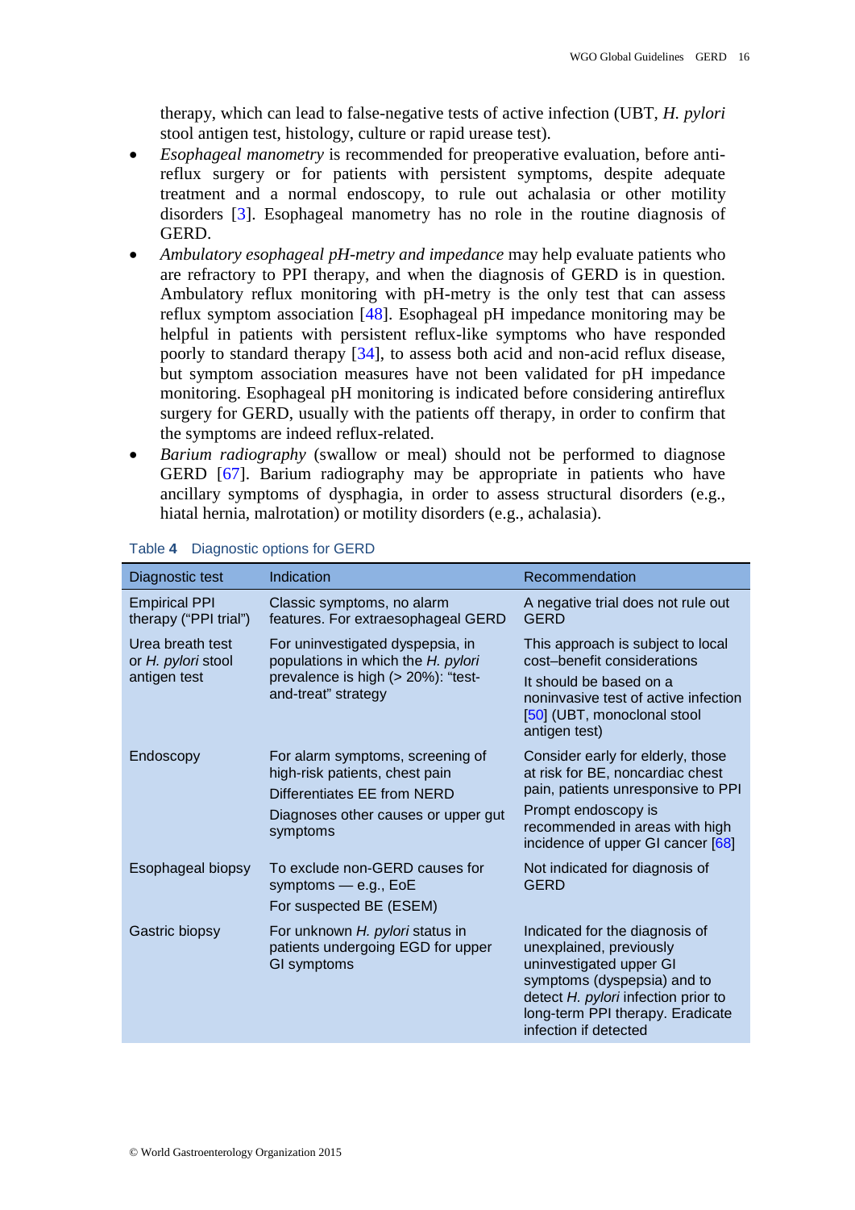therapy, which can lead to false-negative tests of active infection (UBT, *H. pylori* stool antigen test, histology, culture or rapid urease test).

- *Esophageal manometry* is recommended for preoperative evaluation, before anti-reflux surgery or for patients with persistent symptoms, despite adequate treatment and a normal endoscopy, to rule out achalasia or other motility disorders [3]. Esophageal manometry has no role in the routine diagnosis of GERD.
- *Ambulatory esophageal pH-metry and impedance* may help evaluate patients who are refractory to PPI therapy, and when the diagnosis of GERD is in question. Ambulatory reflux monitoring with pH-metry is the only test that can assess reflux symptom association [48]. Esophageal pH impedance monitoring may be helpful in patients with persistent reflux-like symptoms who have responded poorly to standard therapy [34], to assess both acid and non-acid reflux disease, but symptom association measures have not been validated for pH impedance monitoring. Esophageal pH monitoring is indicated before considering antireflux surgery for GERD, usually with the patients off therapy, in order to confirm that the symptoms are indeed reflux-related.
- *Barium radiography* (swallow or meal) should not be performed to diagnose GERD [67]. Barium radiography may be appropriate in patients who have ancillary symptoms of dysphagia, in order to assess structural disorders (e.g., hiatal hernia, malrotation) or motility disorders (e.g., achalasia).

Table **4** Diagnostic options for GERD

| Diagnostic test | Indication | Recommendation |
|---|---|---|
| Empirical PPI therapy ("PPI trial") | Classic symptoms, no alarm features. For extraesophageal GERD | A negative trial does not rule out GERD |
| Urea breath test or *H. pylori* stool antigen test | For uninvestigated dyspepsia, in populations in which the *H. pylori* prevalence is high (> 20%): "test-and-treat" strategy | This approach is subject to local cost–benefit considerations<br>It should be based on a noninvasive test of active infection [50] (UBT, monoclonal stool antigen test) |
| Endoscopy | For alarm symptoms, screening of high-risk patients, chest pain<br>Differentiates EE from NERD<br>Diagnoses other causes or upper gut symptoms | Consider early for elderly, those at risk for BE, noncardiac chest pain, patients unresponsive to PPI<br>Prompt endoscopy is recommended in areas with high incidence of upper GI cancer [68] |
| Esophageal biopsy | To exclude non-GERD causes for symptoms — e.g., EoE<br>For suspected BE (ESEM) | Not indicated for diagnosis of GERD |
| Gastric biopsy | For unknown *H. pylori* status in patients undergoing EGD for upper GI symptoms | Indicated for the diagnosis of unexplained, previously uninvestigated upper GI symptoms (dyspepsia) and to detect *H. pylori* infection prior to long-term PPI therapy. Eradicate infection if detected |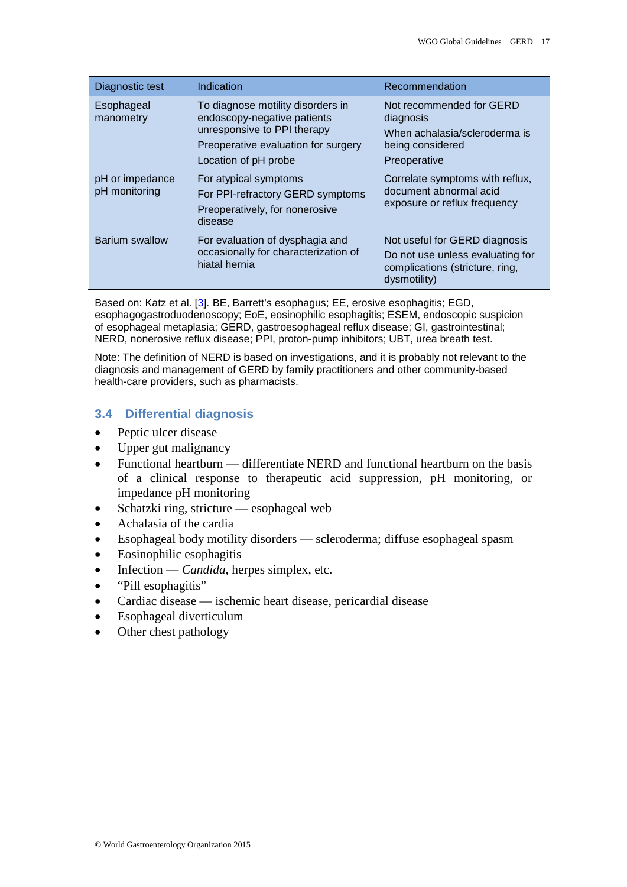| Diagnostic test | Indication | Recommendation |
| --- | --- | --- |
| Esophageal manometry | To diagnose motility disorders in endoscopy-negative patients unresponsive to PPI therapy | Not recommended for GERD diagnosis |
| | Preoperative evaluation for surgery | When achalasia/scleroderma is being considered |
| | Location of pH probe | Preoperative |
| pH or impedance pH monitoring | For atypical symptoms<br>For PPI-refractory GERD symptoms<br>Preoperatively, for nonerosive disease | Correlate symptoms with reflux, document abnormal acid exposure or reflux frequency |
| Barium swallow | For evaluation of dysphagia and occasionally for characterization of hiatal hernia | Not useful for GERD diagnosis<br>Do not use unless evaluating for complications (stricture, ring, dysmotility) |

Based on: Katz et al. [3]. BE, Barrett's esophagus; EE, erosive esophagitis; EGD, esophagogastroduodenoscopy; EoE, eosinophilic esophagitis; ESEM, endoscopic suspicion of esophageal metaplasia; GERD, gastroesophageal reflux disease; GI, gastrointestinal; NERD, nonerosive reflux disease; PPI, proton-pump inhibitors; UBT, urea breath test.

Note: The definition of NERD is based on investigations, and it is probably not relevant to the diagnosis and management of GERD by family practitioners and other community-based health-care providers, such as pharmacists.

## 3.4 Differential diagnosis

- Peptic ulcer disease
- Upper gut malignancy
- Functional heartburn — differentiate NERD and functional heartburn on the basis of a clinical response to therapeutic acid suppression, pH monitoring, or impedance pH monitoring
- Schatzki ring, stricture — esophageal web
- Achalasia of the cardia
- Esophageal body motility disorders — scleroderma; diffuse esophageal spasm
- Eosinophilic esophagitis
- Infection — *Candida*, herpes simplex, etc.
- "Pill esophagitis"
- Cardiac disease — ischemic heart disease, pericardial disease
- Esophageal diverticulum
- Other chest pathology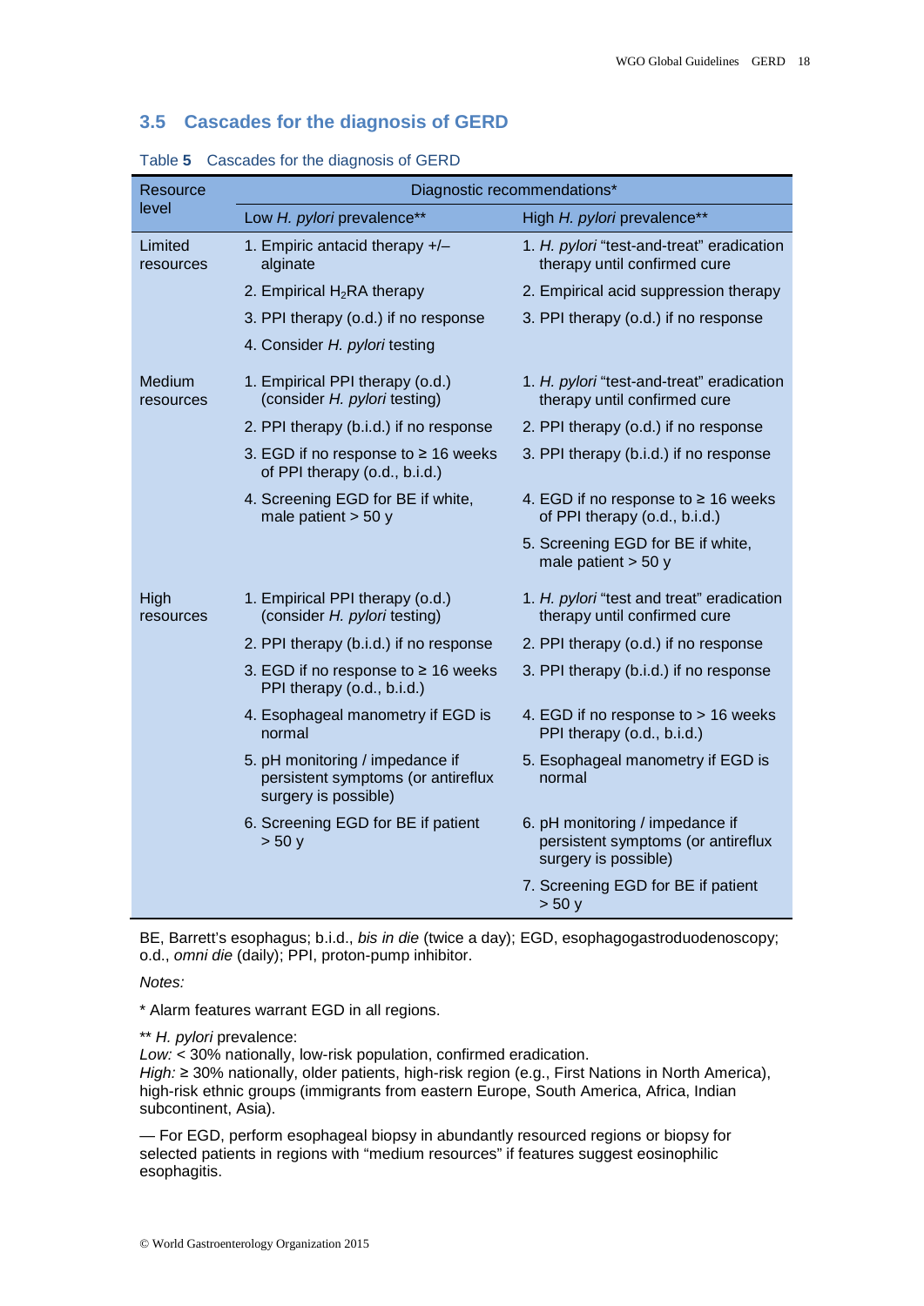## 3.5 Cascades for the diagnosis of GERD

Table **5** Cascades for the diagnosis of GERD

| Resource level | Diagnostic recommendations* | |
|---|---|---|
| | Low *H. pylori* prevalence** | High *H. pylori* prevalence** |
| Limited resources | 1. Empiric antacid therapy +/– alginate | 1. *H. pylori* "test-and-treat" eradication therapy until confirmed cure |
| | 2. Empirical $H_2$RA therapy | 2. Empirical acid suppression therapy |
| | 3. PPI therapy (o.d.) if no response | 3. PPI therapy (o.d.) if no response |
| | 4. Consider *H. pylori* testing | |
| Medium resources | 1. Empirical PPI therapy (o.d.) (consider *H. pylori* testing) | 1. *H. pylori* "test-and-treat" eradication therapy until confirmed cure |
| | 2. PPI therapy (b.i.d.) if no response | 2. PPI therapy (o.d.) if no response |
| | 3. EGD if no response to ≥ 16 weeks of PPI therapy (o.d., b.i.d.) | 3. PPI therapy (b.i.d.) if no response |
| | 4. Screening EGD for BE if white, male patient > 50 y | 4. EGD if no response to ≥ 16 weeks of PPI therapy (o.d., b.i.d.) |
| | | 5. Screening EGD for BE if white, male patient > 50 y |
| High resources | 1. Empirical PPI therapy (o.d.) (consider *H. pylori* testing) | 1. *H. pylori* "test and treat" eradication therapy until confirmed cure |
| | 2. PPI therapy (b.i.d.) if no response | 2. PPI therapy (o.d.) if no response |
| | 3. EGD if no response to ≥ 16 weeks PPI therapy (o.d., b.i.d.) | 3. PPI therapy (b.i.d.) if no response |
| | 4. Esophageal manometry if EGD is normal | 4. EGD if no response to > 16 weeks PPI therapy (o.d., b.i.d.) |
| | 5. pH monitoring / impedance if persistent symptoms (or antireflux surgery is possible) | 5. Esophageal manometry if EGD is normal |
| | 6. Screening EGD for BE if patient > 50 y | 6. pH monitoring / impedance if persistent symptoms (or antireflux surgery is possible) |
| | | 7. Screening EGD for BE if patient > 50 y |

BE, Barrett's esophagus; b.i.d., *bis in die* (twice a day); EGD, esophagogastroduodenoscopy; o.d., *omni die* (daily); PPI, proton-pump inhibitor.

*Notes:*

* Alarm features warrant EGD in all regions.

** *H. pylori* prevalence:
*Low:* < 30% nationally, low-risk population, confirmed eradication.
*High:* ≥ 30% nationally, older patients, high-risk region (e.g., First Nations in North America), high-risk ethnic groups (immigrants from eastern Europe, South America, Africa, Indian subcontinent, Asia).

— For EGD, perform esophageal biopsy in abundantly resourced regions or biopsy for selected patients in regions with "medium resources" if features suggest eosinophilic esophagitis.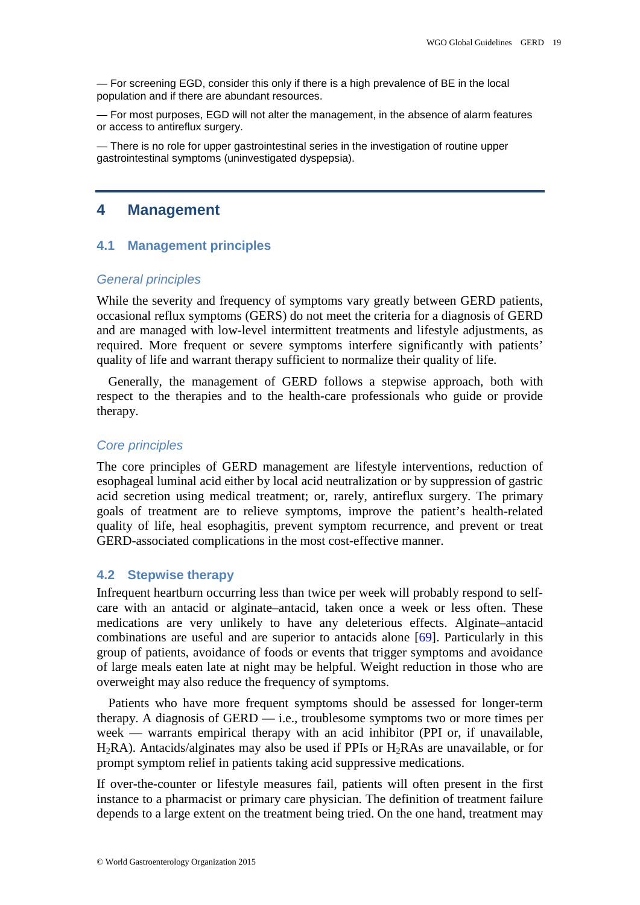— For screening EGD, consider this only if there is a high prevalence of BE in the local population and if there are abundant resources.

— For most purposes, EGD will not alter the management, in the absence of alarm features or access to antireflux surgery.

— There is no role for upper gastrointestinal series in the investigation of routine upper gastrointestinal symptoms (uninvestigated dyspepsia).

# 4 Management

## 4.1 Management principles

### *General principles*

While the severity and frequency of symptoms vary greatly between GERD patients, occasional reflux symptoms (GERS) do not meet the criteria for a diagnosis of GERD and are managed with low-level intermittent treatments and lifestyle adjustments, as required. More frequent or severe symptoms interfere significantly with patients' quality of life and warrant therapy sufficient to normalize their quality of life.

Generally, the management of GERD follows a stepwise approach, both with respect to the therapies and to the health-care professionals who guide or provide therapy.

### *Core principles*

The core principles of GERD management are lifestyle interventions, reduction of esophageal luminal acid either by local acid neutralization or by suppression of gastric acid secretion using medical treatment; or, rarely, antireflux surgery. The primary goals of treatment are to relieve symptoms, improve the patient's health-related quality of life, heal esophagitis, prevent symptom recurrence, and prevent or treat GERD-associated complications in the most cost-effective manner.

## 4.2 Stepwise therapy

Infrequent heartburn occurring less than twice per week will probably respond to self-care with an antacid or alginate–antacid, taken once a week or less often. These medications are very unlikely to have any deleterious effects. Alginate–antacid combinations are useful and are superior to antacids alone [69]. Particularly in this group of patients, avoidance of foods or events that trigger symptoms and avoidance of large meals eaten late at night may be helpful. Weight reduction in those who are overweight may also reduce the frequency of symptoms.

Patients who have more frequent symptoms should be assessed for longer-term therapy. A diagnosis of GERD — i.e., troublesome symptoms two or more times per week — warrants empirical therapy with an acid inhibitor (PPI or, if unavailable, $H_2$RA). Antacids/alginates may also be used if PPIs or $H_2$RAs are unavailable, or for prompt symptom relief in patients taking acid suppressive medications.

If over-the-counter or lifestyle measures fail, patients will often present in the first instance to a pharmacist or primary care physician. The definition of treatment failure depends to a large extent on the treatment being tried. On the one hand, treatment may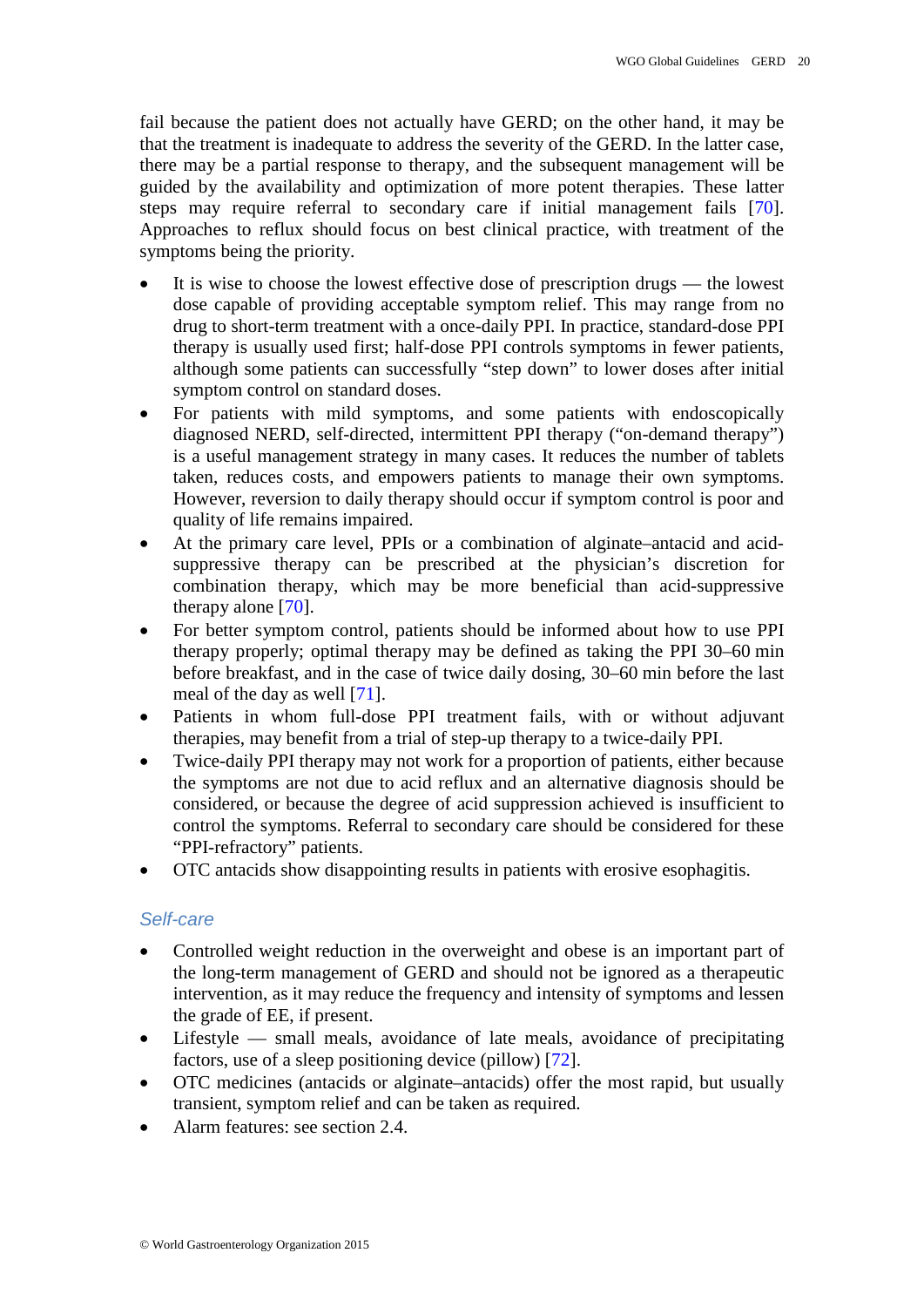fail because the patient does not actually have GERD; on the other hand, it may be that the treatment is inadequate to address the severity of the GERD. In the latter case, there may be a partial response to therapy, and the subsequent management will be guided by the availability and optimization of more potent therapies. These latter steps may require referral to secondary care if initial management fails [70]. Approaches to reflux should focus on best clinical practice, with treatment of the symptoms being the priority.

- It is wise to choose the lowest effective dose of prescription drugs — the lowest dose capable of providing acceptable symptom relief. This may range from no drug to short-term treatment with a once-daily PPI. In practice, standard-dose PPI therapy is usually used first; half-dose PPI controls symptoms in fewer patients, although some patients can successfully "step down" to lower doses after initial symptom control on standard doses.
- For patients with mild symptoms, and some patients with endoscopically diagnosed NERD, self-directed, intermittent PPI therapy ("on-demand therapy") is a useful management strategy in many cases. It reduces the number of tablets taken, reduces costs, and empowers patients to manage their own symptoms. However, reversion to daily therapy should occur if symptom control is poor and quality of life remains impaired.
- At the primary care level, PPIs or a combination of alginate–antacid and acid-suppressive therapy can be prescribed at the physician's discretion for combination therapy, which may be more beneficial than acid-suppressive therapy alone [70].
- For better symptom control, patients should be informed about how to use PPI therapy properly; optimal therapy may be defined as taking the PPI 30–60 min before breakfast, and in the case of twice daily dosing, 30–60 min before the last meal of the day as well [71].
- Patients in whom full-dose PPI treatment fails, with or without adjuvant therapies, may benefit from a trial of step-up therapy to a twice-daily PPI.
- Twice-daily PPI therapy may not work for a proportion of patients, either because the symptoms are not due to acid reflux and an alternative diagnosis should be considered, or because the degree of acid suppression achieved is insufficient to control the symptoms. Referral to secondary care should be considered for these "PPI-refractory" patients.
- OTC antacids show disappointing results in patients with erosive esophagitis.

### *Self-care*

- Controlled weight reduction in the overweight and obese is an important part of the long-term management of GERD and should not be ignored as a therapeutic intervention, as it may reduce the frequency and intensity of symptoms and lessen the grade of EE, if present.
- Lifestyle — small meals, avoidance of late meals, avoidance of precipitating factors, use of a sleep positioning device (pillow) [72].
- OTC medicines (antacids or alginate–antacids) offer the most rapid, but usually transient, symptom relief and can be taken as required.
- Alarm features: see section 2.4.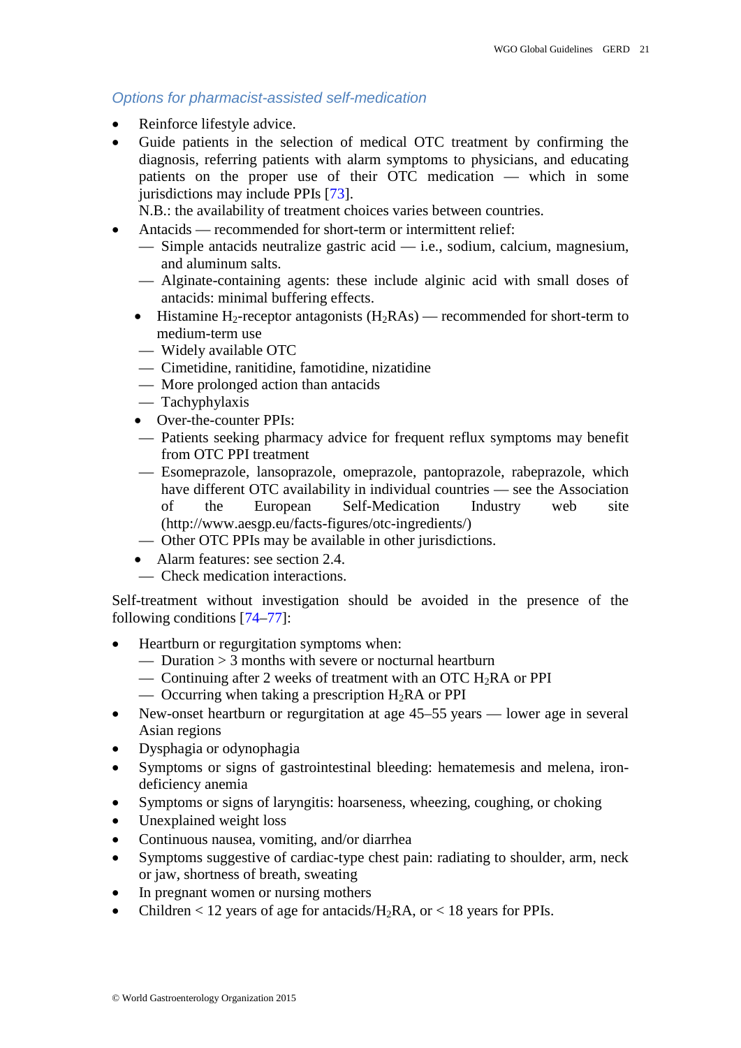### *Options for pharmacist-assisted self-medication*

- Reinforce lifestyle advice.
- Guide patients in the selection of medical OTC treatment by confirming the diagnosis, referring patients with alarm symptoms to physicians, and educating patients on the proper use of their OTC medication — which in some jurisdictions may include PPIs [73].
  N.B.: the availability of treatment choices varies between countries.
- Antacids — recommended for short-term or intermittent relief:
  - Simple antacids neutralize gastric acid — i.e., sodium, calcium, magnesium, and aluminum salts.
  - Alginate-containing agents: these include alginic acid with small doses of antacids: minimal buffering effects.
- Histamine $H_2$-receptor antagonists ($H_2$RAs) — recommended for short-term to medium-term use
  - Widely available OTC
  - Cimetidine, ranitidine, famotidine, nizatidine
  - More prolonged action than antacids
  - Tachyphylaxis
- Over-the-counter PPIs:
  - Patients seeking pharmacy advice for frequent reflux symptoms may benefit from OTC PPI treatment
  - Esomeprazole, lansoprazole, omeprazole, pantoprazole, rabeprazole, which have different OTC availability in individual countries — see the Association of the European Self-Medication Industry web site (http://www.aesgp.eu/facts-figures/otc-ingredients/)
  - Other OTC PPIs may be available in other jurisdictions.
- Alarm features: see section 2.4.
  - Check medication interactions.

Self-treatment without investigation should be avoided in the presence of the following conditions [74–77]:

- Heartburn or regurgitation symptoms when:
  - Duration > 3 months with severe or nocturnal heartburn
  - Continuing after 2 weeks of treatment with an OTC $H_2$RA or PPI
  - Occurring when taking a prescription $H_2$RA or PPI
- New-onset heartburn or regurgitation at age 45–55 years — lower age in several Asian regions
- Dysphagia or odynophagia
- Symptoms or signs of gastrointestinal bleeding: hematemesis and melena, iron-deficiency anemia
- Symptoms or signs of laryngitis: hoarseness, wheezing, coughing, or choking
- Unexplained weight loss
- Continuous nausea, vomiting, and/or diarrhea
- Symptoms suggestive of cardiac-type chest pain: radiating to shoulder, arm, neck or jaw, shortness of breath, sweating
- In pregnant women or nursing mothers
- Children < 12 years of age for antacids/$H_2$RA, or < 18 years for PPIs.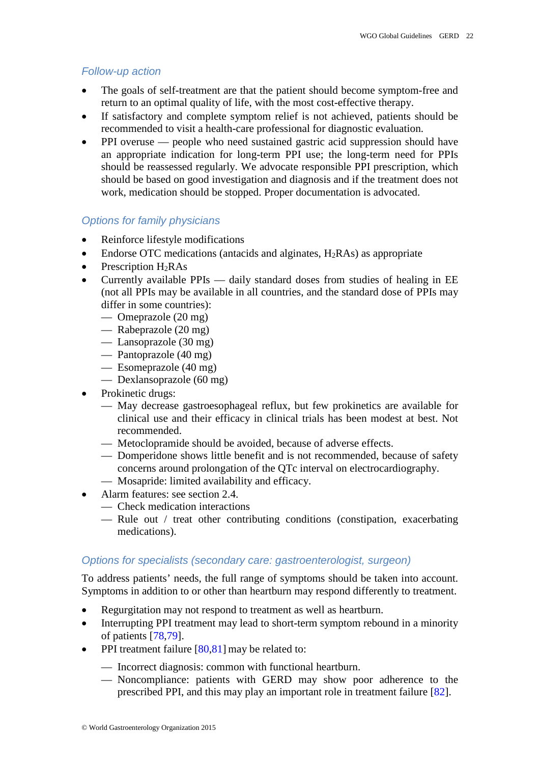### *Follow-up action*

- The goals of self-treatment are that the patient should become symptom-free and return to an optimal quality of life, with the most cost-effective therapy.
- If satisfactory and complete symptom relief is not achieved, patients should be recommended to visit a health-care professional for diagnostic evaluation.
- PPI overuse — people who need sustained gastric acid suppression should have an appropriate indication for long-term PPI use; the long-term need for PPIs should be reassessed regularly. We advocate responsible PPI prescription, which should be based on good investigation and diagnosis and if the treatment does not work, medication should be stopped. Proper documentation is advocated.

### *Options for family physicians*

- Reinforce lifestyle modifications
- Endorse OTC medications (antacids and alginates, $H_2$RAs) as appropriate
- Prescription $H_2$RAs
- Currently available PPIs — daily standard doses from studies of healing in EE (not all PPIs may be available in all countries, and the standard dose of PPIs may differ in some countries):
  - — Omeprazole (20 mg)
  - — Rabeprazole (20 mg)
  - — Lansoprazole (30 mg)
  - — Pantoprazole (40 mg)
  - — Esomeprazole (40 mg)
  - — Dexlansoprazole (60 mg)
- Prokinetic drugs:
  - — May decrease gastroesophageal reflux, but few prokinetics are available for clinical use and their efficacy in clinical trials has been modest at best. Not recommended.
  - — Metoclopramide should be avoided, because of adverse effects.
  - — Domperidone shows little benefit and is not recommended, because of safety concerns around prolongation of the QTc interval on electrocardiography.
  - — Mosapride: limited availability and efficacy.
- Alarm features: see section 2.4.
  - — Check medication interactions
  - — Rule out / treat other contributing conditions (constipation, exacerbating medications).

### *Options for specialists (secondary care: gastroenterologist, surgeon)*

To address patients' needs, the full range of symptoms should be taken into account. Symptoms in addition to or other than heartburn may respond differently to treatment.

- Regurgitation may not respond to treatment as well as heartburn.
- Interrupting PPI treatment may lead to short-term symptom rebound in a minority of patients [78,79].
- PPI treatment failure [80,81] may be related to:
  - — Incorrect diagnosis: common with functional heartburn.
  - — Noncompliance: patients with GERD may show poor adherence to the prescribed PPI, and this may play an important role in treatment failure [82].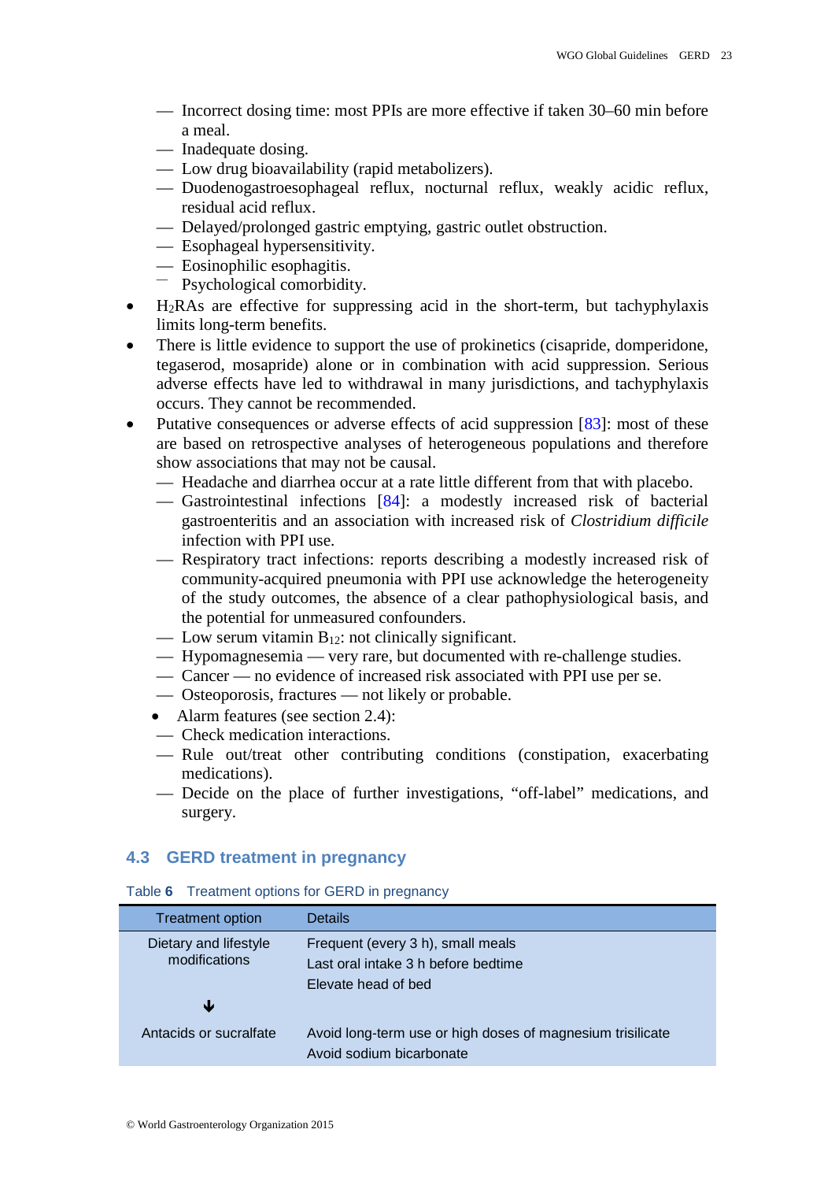— Incorrect dosing time: most PPIs are more effective if taken 30–60 min before a meal.
— Inadequate dosing.
— Low drug bioavailability (rapid metabolizers).
— Duodenogastroesophageal reflux, nocturnal reflux, weakly acidic reflux, residual acid reflux.
— Delayed/prolonged gastric emptying, gastric outlet obstruction.
— Esophageal hypersensitivity.
— Eosinophilic esophagitis.
— Psychological comorbidity.

- $H_2$RAs are effective for suppressing acid in the short-term, but tachyphylaxis limits long-term benefits.
- There is little evidence to support the use of prokinetics (cisapride, domperidone, tegaserod, mosapride) alone or in combination with acid suppression. Serious adverse effects have led to withdrawal in many jurisdictions, and tachyphylaxis occurs. They cannot be recommended.
- Putative consequences or adverse effects of acid suppression [83]: most of these are based on retrospective analyses of heterogeneous populations and therefore show associations that may not be causal.

— Headache and diarrhea occur at a rate little different from that with placebo.
— Gastrointestinal infections [84]: a modestly increased risk of bacterial gastroenteritis and an association with increased risk of *Clostridium difficile* infection with PPI use.
— Respiratory tract infections: reports describing a modestly increased risk of community-acquired pneumonia with PPI use acknowledge the heterogeneity of the study outcomes, the absence of a clear pathophysiological basis, and the potential for unmeasured confounders.
— Low serum vitamin $B_{12}$: not clinically significant.
— Hypomagnesemia — very rare, but documented with re-challenge studies.
— Cancer — no evidence of increased risk associated with PPI use per se.
— Osteoporosis, fractures — not likely or probable.

- Alarm features (see section 2.4):

— Check medication interactions.
— Rule out/treat other contributing conditions (constipation, exacerbating medications).
— Decide on the place of further investigations, "off-label" medications, and surgery.

## 4.3 GERD treatment in pregnancy

Table **6** Treatment options for GERD in pregnancy

| Treatment option | Details |
|---|---|
| Dietary and lifestyle modifications | Frequent (every 3 h), small meals<br>Last oral intake 3 h before bedtime<br>Elevate head of bed |
| ↓ | |
| Antacids or sucralfate | Avoid long-term use or high doses of magnesium trisilicate<br>Avoid sodium bicarbonate |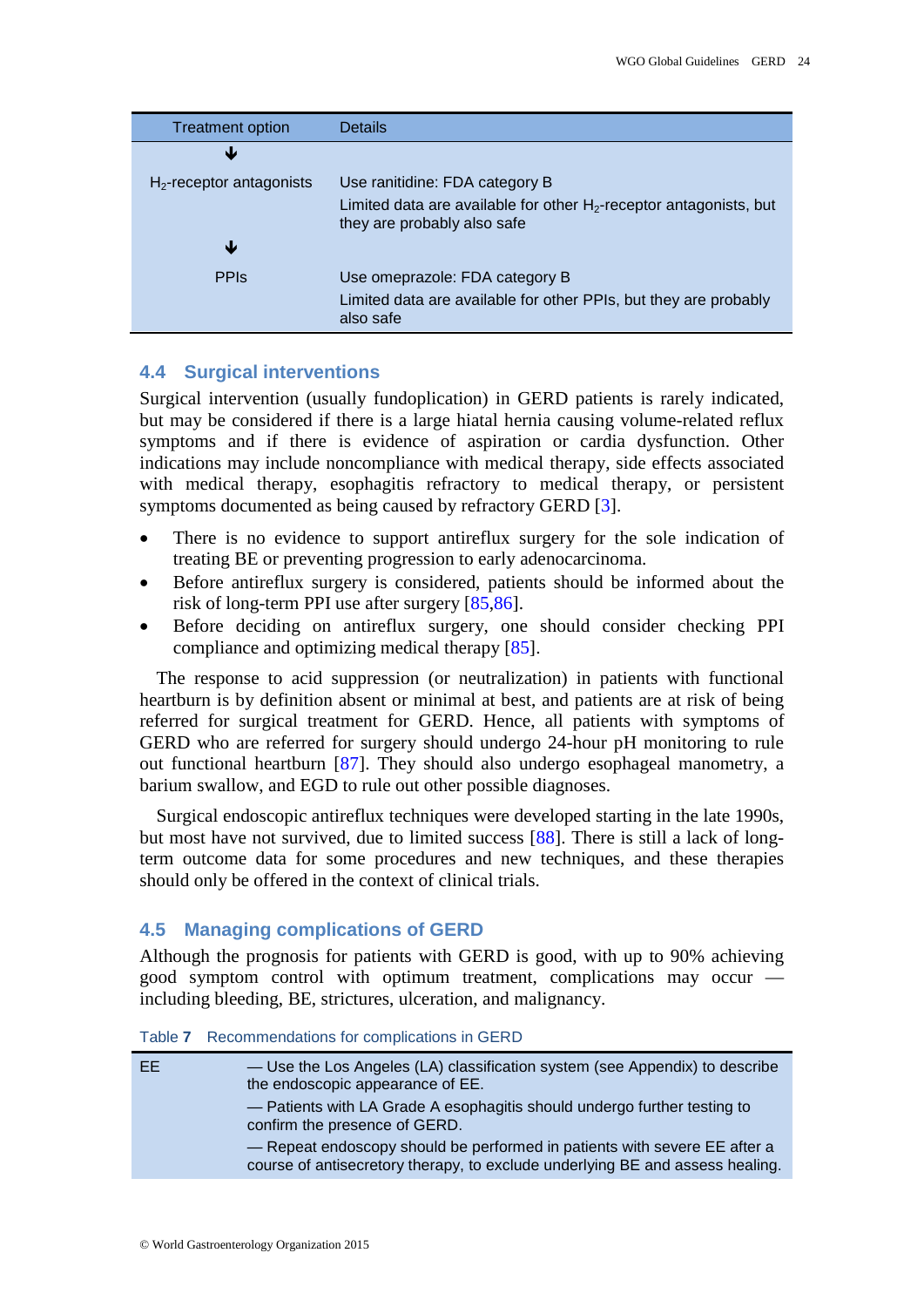| Treatment option | Details |
|---|---|
| ↓ | |
| $H_2$-receptor antagonists | Use ranitidine: FDA category B<br>Limited data are available for other $H_2$-receptor antagonists, but they are probably also safe |
| ↓ | |
| PPIs | Use omeprazole: FDA category B<br>Limited data are available for other PPIs, but they are probably also safe |

### 4.4 Surgical interventions

Surgical intervention (usually fundoplication) in GERD patients is rarely indicated, but may be considered if there is a large hiatal hernia causing volume-related reflux symptoms and if there is evidence of aspiration or cardia dysfunction. Other indications may include noncompliance with medical therapy, side effects associated with medical therapy, esophagitis refractory to medical therapy, or persistent symptoms documented as being caused by refractory GERD [3].

- There is no evidence to support antireflux surgery for the sole indication of treating BE or preventing progression to early adenocarcinoma.
- Before antireflux surgery is considered, patients should be informed about the risk of long-term PPI use after surgery [85,86].
- Before deciding on antireflux surgery, one should consider checking PPI compliance and optimizing medical therapy [85].

The response to acid suppression (or neutralization) in patients with functional heartburn is by definition absent or minimal at best, and patients are at risk of being referred for surgical treatment for GERD. Hence, all patients with symptoms of GERD who are referred for surgery should undergo 24-hour pH monitoring to rule out functional heartburn [87]. They should also undergo esophageal manometry, a barium swallow, and EGD to rule out other possible diagnoses.

Surgical endoscopic antireflux techniques were developed starting in the late 1990s, but most have not survived, due to limited success [88]. There is still a lack of long-term outcome data for some procedures and new techniques, and these therapies should only be offered in the context of clinical trials.

### 4.5 Managing complications of GERD

Although the prognosis for patients with GERD is good, with up to 90% achieving good symptom control with optimum treatment, complications may occur — including bleeding, BE, strictures, ulceration, and malignancy.

Table **7** Recommendations for complications in GERD

| | |
|---|---|
| EE | — Use the Los Angeles (LA) classification system (see Appendix) to describe the endoscopic appearance of EE.<br>— Patients with LA Grade A esophagitis should undergo further testing to confirm the presence of GERD.<br>— Repeat endoscopy should be performed in patients with severe EE after a course of antisecretory therapy, to exclude underlying BE and assess healing. |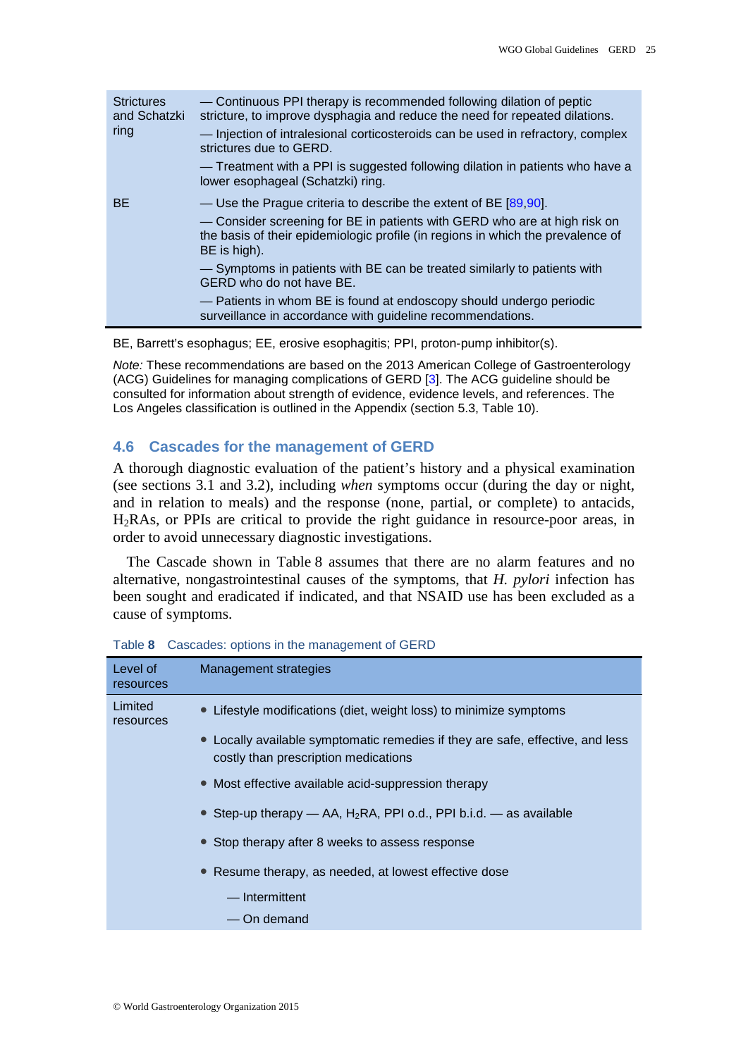| | |
|---|---|
| Strictures and Schatzki ring | — Continuous PPI therapy is recommended following dilation of peptic stricture, to improve dysphagia and reduce the need for repeated dilations.<br>— Injection of intralesional corticosteroids can be used in refractory, complex strictures due to GERD.<br>— Treatment with a PPI is suggested following dilation in patients who have a lower esophageal (Schatzki) ring. |
| BE | — Use the Prague criteria to describe the extent of BE [89,90].<br>— Consider screening for BE in patients with GERD who are at high risk on the basis of their epidemiologic profile (in regions in which the prevalence of BE is high).<br>— Symptoms in patients with BE can be treated similarly to patients with GERD who do not have BE.<br>— Patients in whom BE is found at endoscopy should undergo periodic surveillance in accordance with guideline recommendations. |

BE, Barrett's esophagus; EE, erosive esophagitis; PPI, proton-pump inhibitor(s).

*Note:* These recommendations are based on the 2013 American College of Gastroenterology (ACG) Guidelines for managing complications of GERD [3]. The ACG guideline should be consulted for information about strength of evidence, evidence levels, and references. The Los Angeles classification is outlined in the Appendix (section 5.3, Table 10).

## 4.6 Cascades for the management of GERD

A thorough diagnostic evaluation of the patient's history and a physical examination (see sections 3.1 and 3.2), including *when* symptoms occur (during the day or night, and in relation to meals) and the response (none, partial, or complete) to antacids, $H_2$RAs, or PPIs are critical to provide the right guidance in resource-poor areas, in order to avoid unnecessary diagnostic investigations.

The Cascade shown in Table 8 assumes that there are no alarm features and no alternative, nongastrointestinal causes of the symptoms, that *H. pylori* infection has been sought and eradicated if indicated, and that NSAID use has been excluded as a cause of symptoms.

Table **8** Cascades: options in the management of GERD

| Level of resources | Management strategies |
|---|---|
| Limited resources | • Lifestyle modifications (diet, weight loss) to minimize symptoms<br>• Locally available symptomatic remedies if they are safe, effective, and less costly than prescription medications<br>• Most effective available acid-suppression therapy<br>• Step-up therapy — AA, $H_2$RA, PPI o.d., PPI b.i.d. — as available<br>• Stop therapy after 8 weeks to assess response<br>• Resume therapy, as needed, at lowest effective dose<br>— Intermittent<br>— On demand |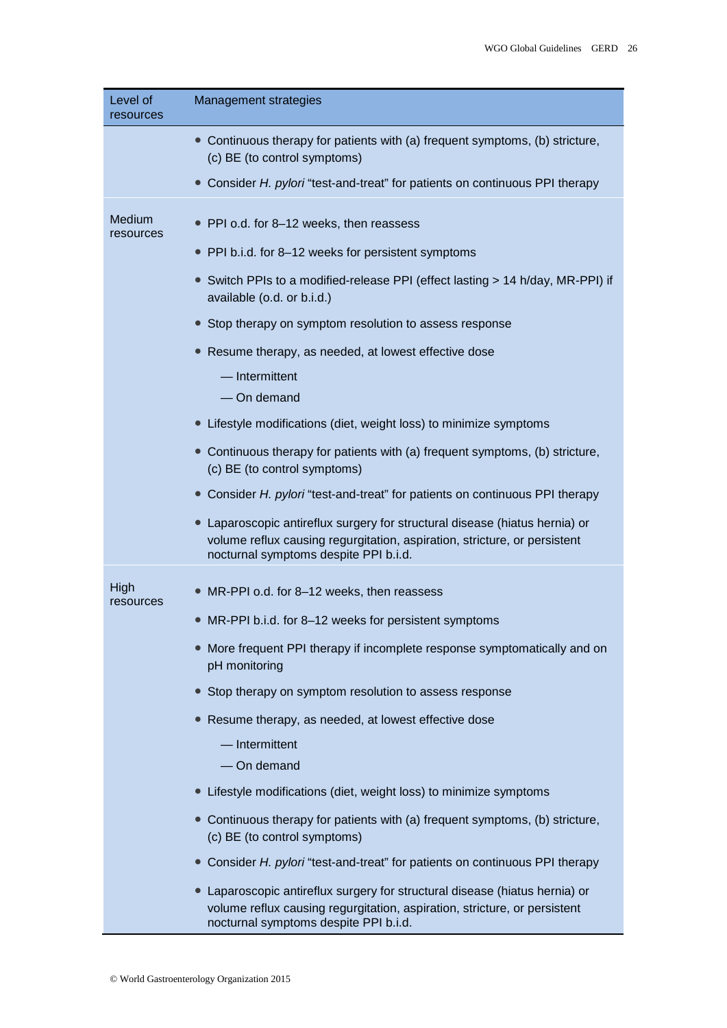| Level of resources | Management strategies |
| --- | --- |
| | • Continuous therapy for patients with (a) frequent symptoms, (b) stricture, (c) BE (to control symptoms)<br>• Consider *H. pylori* "test-and-treat" for patients on continuous PPI therapy |
| Medium resources | • PPI o.d. for 8–12 weeks, then reassess<br>• PPI b.i.d. for 8–12 weeks for persistent symptoms<br>• Switch PPIs to a modified-release PPI (effect lasting > 14 h/day, MR-PPI) if available (o.d. or b.i.d.)<br>• Stop therapy on symptom resolution to assess response<br>• Resume therapy, as needed, at lowest effective dose<br>— Intermittent<br>— On demand<br>• Lifestyle modifications (diet, weight loss) to minimize symptoms<br>• Continuous therapy for patients with (a) frequent symptoms, (b) stricture, (c) BE (to control symptoms)<br>• Consider *H. pylori* "test-and-treat" for patients on continuous PPI therapy<br>• Laparoscopic antireflux surgery for structural disease (hiatus hernia) or volume reflux causing regurgitation, aspiration, stricture, or persistent nocturnal symptoms despite PPI b.i.d. |
| High resources | • MR-PPI o.d. for 8–12 weeks, then reassess<br>• MR-PPI b.i.d. for 8–12 weeks for persistent symptoms<br>• More frequent PPI therapy if incomplete response symptomatically and on pH monitoring<br>• Stop therapy on symptom resolution to assess response<br>• Resume therapy, as needed, at lowest effective dose<br>— Intermittent<br>— On demand<br>• Lifestyle modifications (diet, weight loss) to minimize symptoms<br>• Continuous therapy for patients with (a) frequent symptoms, (b) stricture, (c) BE (to control symptoms)<br>• Consider *H. pylori* "test-and-treat" for patients on continuous PPI therapy<br>• Laparoscopic antireflux surgery for structural disease (hiatus hernia) or volume reflux causing regurgitation, aspiration, stricture, or persistent nocturnal symptoms despite PPI b.i.d. |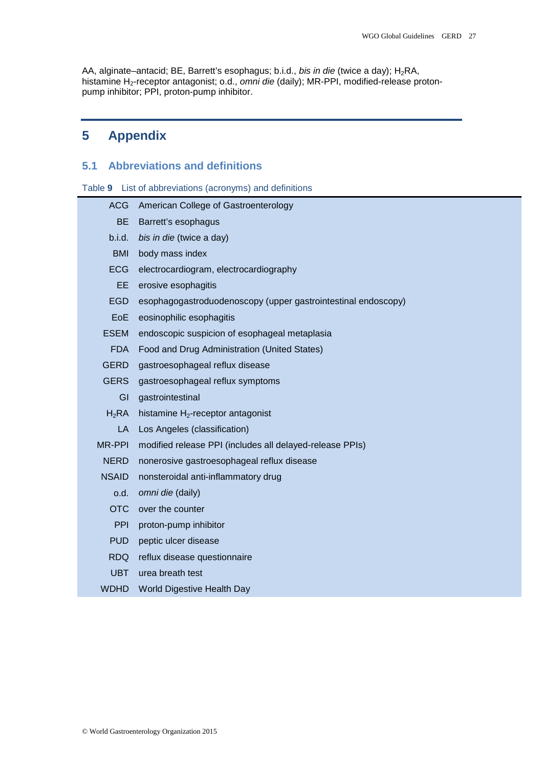AA, alginate–antacid; BE, Barrett's esophagus; b.i.d., *bis in die* (twice a day); $H_2$RA, histamine $H_2$-receptor antagonist; o.d., *omni die* (daily); MR-PPI, modified-release proton-pump inhibitor; PPI, proton-pump inhibitor.

# 5 Appendix

## 5.1 Abbreviations and definitions

Table **9** List of abbreviations (acronyms) and definitions

| Abbreviation | Definition |
|---|---|
| ACG | American College of Gastroenterology |
| BE | Barrett's esophagus |
| b.i.d. | *bis in die* (twice a day) |
| BMI | body mass index |
| ECG | electrocardiogram, electrocardiography |
| EE | erosive esophagitis |
| EGD | esophagogastroduodenoscopy (upper gastrointestinal endoscopy) |
| EoE | eosinophilic esophagitis |
| ESEM | endoscopic suspicion of esophageal metaplasia |
| FDA | Food and Drug Administration (United States) |
| GERD | gastroesophageal reflux disease |
| GERS | gastroesophageal reflux symptoms |
| GI | gastrointestinal |
| $H_2$RA | histamine $H_2$-receptor antagonist |
| LA | Los Angeles (classification) |
| MR-PPI | modified release PPI (includes all delayed-release PPIs) |
| NERD | nonerosive gastroesophageal reflux disease |
| NSAID | nonsteroidal anti-inflammatory drug |
| o.d. | *omni die* (daily) |
| OTC | over the counter |
| PPI | proton-pump inhibitor |
| PUD | peptic ulcer disease |
| RDQ | reflux disease questionnaire |
| UBT | urea breath test |
| WDHD | World Digestive Health Day |

© World Gastroenterology Organization 2015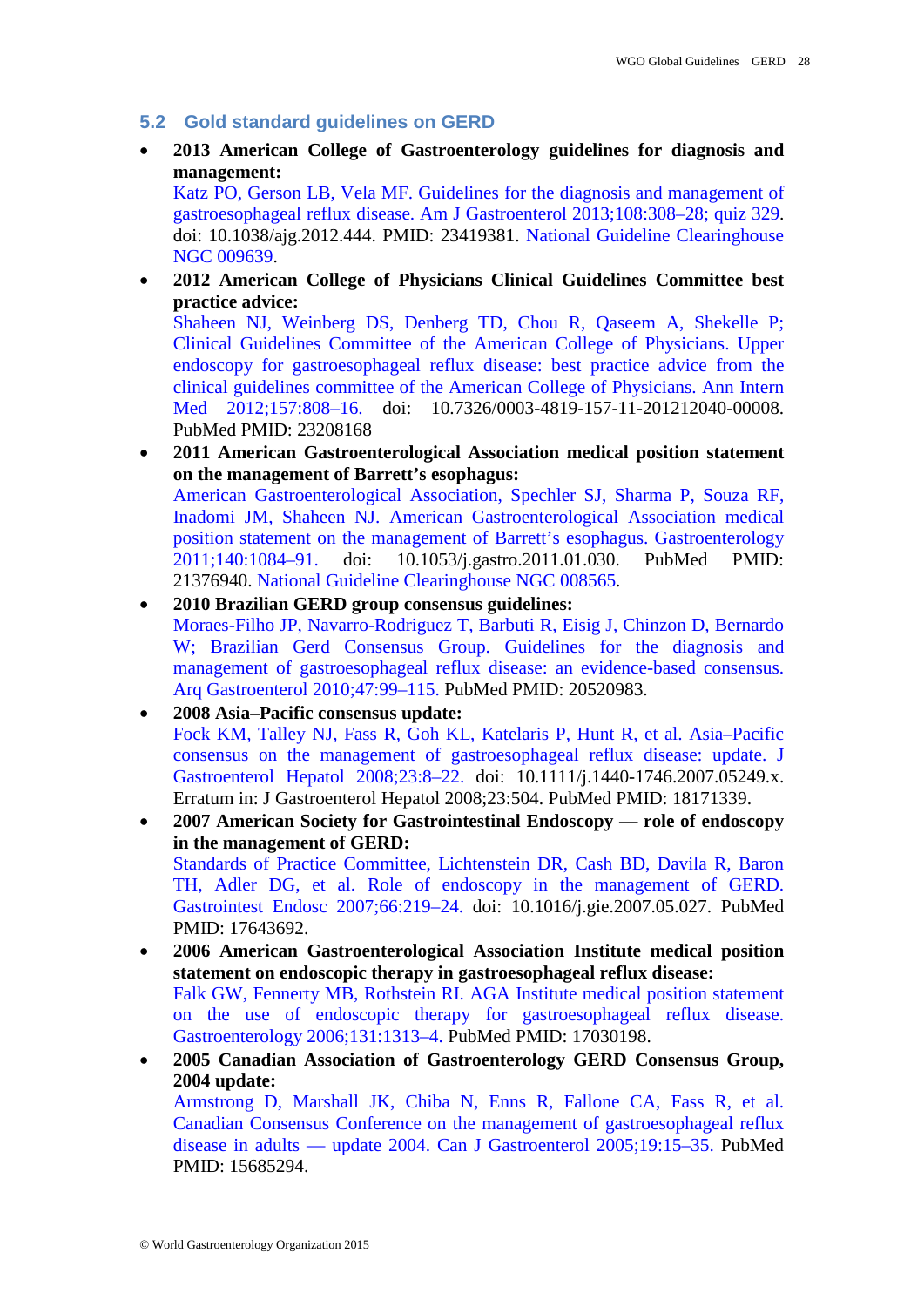## 5.2 Gold standard guidelines on GERD

- **2013 American College of Gastroenterology guidelines for diagnosis and management:**
  Katz PO, Gerson LB, Vela MF. Guidelines for the diagnosis and management of gastroesophageal reflux disease. Am J Gastroenterol 2013;108:308–28; quiz 329. doi: 10.1038/ajg.2012.444. PMID: 23419381. National Guideline Clearinghouse NGC 009639.
- **2012 American College of Physicians Clinical Guidelines Committee best practice advice:**
  Shaheen NJ, Weinberg DS, Denberg TD, Chou R, Qaseem A, Shekelle P; Clinical Guidelines Committee of the American College of Physicians. Upper endoscopy for gastroesophageal reflux disease: best practice advice from the clinical guidelines committee of the American College of Physicians. Ann Intern Med 2012;157:808–16. doi: 10.7326/0003-4819-157-11-201212040-00008. PubMed PMID: 23208168
- **2011 American Gastroenterological Association medical position statement on the management of Barrett's esophagus:**
  American Gastroenterological Association, Spechler SJ, Sharma P, Souza RF, Inadomi JM, Shaheen NJ. American Gastroenterological Association medical position statement on the management of Barrett's esophagus. Gastroenterology 2011;140:1084–91. doi: 10.1053/j.gastro.2011.01.030. PubMed PMID: 21376940. National Guideline Clearinghouse NGC 008565.
- **2010 Brazilian GERD group consensus guidelines:**
  Moraes-Filho JP, Navarro-Rodriguez T, Barbuti R, Eisig J, Chinzon D, Bernardo W; Brazilian Gerd Consensus Group. Guidelines for the diagnosis and management of gastroesophageal reflux disease: an evidence-based consensus. Arq Gastroenterol 2010;47:99–115. PubMed PMID: 20520983.
- **2008 Asia–Pacific consensus update:**
  Fock KM, Talley NJ, Fass R, Goh KL, Katelaris P, Hunt R, et al. Asia–Pacific consensus on the management of gastroesophageal reflux disease: update. J Gastroenterol Hepatol 2008;23:8–22. doi: 10.1111/j.1440-1746.2007.05249.x. Erratum in: J Gastroenterol Hepatol 2008;23:504. PubMed PMID: 18171339.
- **2007 American Society for Gastrointestinal Endoscopy — role of endoscopy in the management of GERD:**
  Standards of Practice Committee, Lichtenstein DR, Cash BD, Davila R, Baron TH, Adler DG, et al. Role of endoscopy in the management of GERD. Gastrointest Endosc 2007;66:219–24. doi: 10.1016/j.gie.2007.05.027. PubMed PMID: 17643692.
- **2006 American Gastroenterological Association Institute medical position statement on endoscopic therapy in gastroesophageal reflux disease:**
  Falk GW, Fennerty MB, Rothstein RI. AGA Institute medical position statement on the use of endoscopic therapy for gastroesophageal reflux disease. Gastroenterology 2006;131:1313–4. PubMed PMID: 17030198.
- **2005 Canadian Association of Gastroenterology GERD Consensus Group, 2004 update:**
  Armstrong D, Marshall JK, Chiba N, Enns R, Fallone CA, Fass R, et al. Canadian Consensus Conference on the management of gastroesophageal reflux disease in adults — update 2004. Can J Gastroenterol 2005;19:15–35. PubMed PMID: 15685294.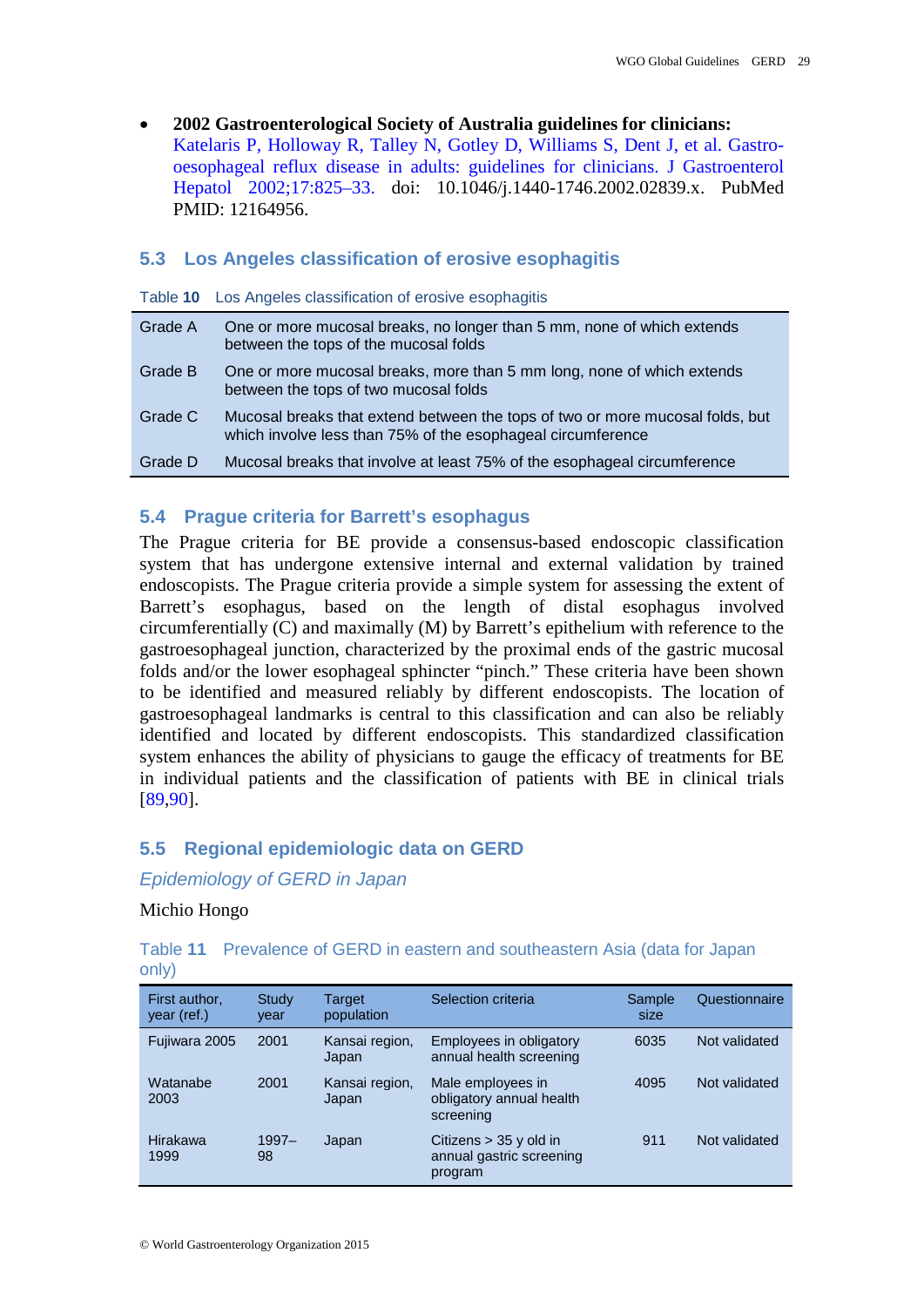- **2002 Gastroenterological Society of Australia guidelines for clinicians:** Katelaris P, Holloway R, Talley N, Gotley D, Williams S, Dent J, et al. Gastro-oesophageal reflux disease in adults: guidelines for clinicians. J Gastroenterol Hepatol 2002;17:825–33. doi: 10.1046/j.1440-1746.2002.02839.x. PubMed PMID: 12164956.

## 5.3 Los Angeles classification of erosive esophagitis

Table **10** Los Angeles classification of erosive esophagitis

| | |
|---|---|
| Grade A | One or more mucosal breaks, no longer than 5 mm, none of which extends between the tops of the mucosal folds |
| Grade B | One or more mucosal breaks, more than 5 mm long, none of which extends between the tops of two mucosal folds |
| Grade C | Mucosal breaks that extend between the tops of two or more mucosal folds, but which involve less than 75% of the esophageal circumference |
| Grade D | Mucosal breaks that involve at least 75% of the esophageal circumference |

## 5.4 Prague criteria for Barrett's esophagus

The Prague criteria for BE provide a consensus-based endoscopic classification system that has undergone extensive internal and external validation by trained endoscopists. The Prague criteria provide a simple system for assessing the extent of Barrett's esophagus, based on the length of distal esophagus involved circumferentially (C) and maximally (M) by Barrett's epithelium with reference to the gastroesophageal junction, characterized by the proximal ends of the gastric mucosal folds and/or the lower esophageal sphincter "pinch." These criteria have been shown to be identified and measured reliably by different endoscopists. The location of gastroesophageal landmarks is central to this classification and can also be reliably identified and located by different endoscopists. This standardized classification system enhances the ability of physicians to gauge the efficacy of treatments for BE in individual patients and the classification of patients with BE in clinical trials [89,90].

## 5.5 Regional epidemiologic data on GERD

### *Epidemiology of GERD in Japan*

Michio Hongo

Table **11** Prevalence of GERD in eastern and southeastern Asia (data for Japan only)

| First author, year (ref.) | Study year | Target population | Selection criteria | Sample size | Questionnaire |
|---|---|---|---|---|---|
| Fujiwara 2005 | 2001 | Kansai region, Japan | Employees in obligatory annual health screening | 6035 | Not validated |
| Watanabe 2003 | 2001 | Kansai region, Japan | Male employees in obligatory annual health screening | 4095 | Not validated |
| Hirakawa 1999 | 1997–98 | Japan | Citizens > 35 y old in annual gastric screening program | 911 | Not validated |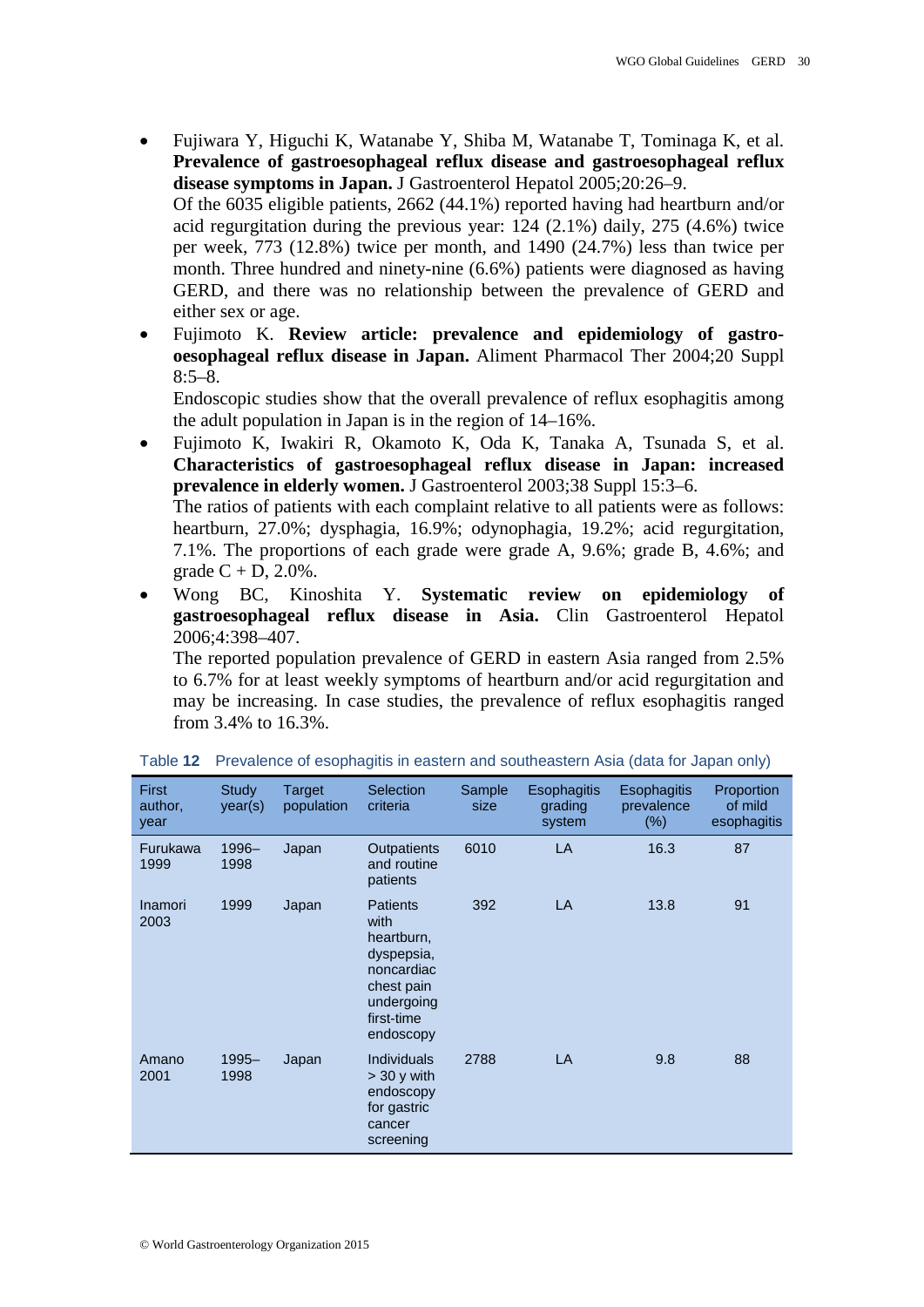- Fujiwara Y, Higuchi K, Watanabe Y, Shiba M, Watanabe T, Tominaga K, et al. **Prevalence of gastroesophageal reflux disease and gastroesophageal reflux disease symptoms in Japan.** J Gastroenterol Hepatol 2005;20:26–9.
  Of the 6035 eligible patients, 2662 (44.1%) reported having had heartburn and/or acid regurgitation during the previous year: 124 (2.1%) daily, 275 (4.6%) twice per week, 773 (12.8%) twice per month, and 1490 (24.7%) less than twice per month. Three hundred and ninety-nine (6.6%) patients were diagnosed as having GERD, and there was no relationship between the prevalence of GERD and either sex or age.
- Fujimoto K. **Review article: prevalence and epidemiology of gastro-oesophageal reflux disease in Japan.** Aliment Pharmacol Ther 2004;20 Suppl 8:5–8.
  Endoscopic studies show that the overall prevalence of reflux esophagitis among the adult population in Japan is in the region of 14–16%.
- Fujimoto K, Iwakiri R, Okamoto K, Oda K, Tanaka A, Tsunada S, et al. **Characteristics of gastroesophageal reflux disease in Japan: increased prevalence in elderly women.** J Gastroenterol 2003;38 Suppl 15:3–6.
  The ratios of patients with each complaint relative to all patients were as follows: heartburn, 27.0%; dysphagia, 16.9%; odynophagia, 19.2%; acid regurgitation, 7.1%. The proportions of each grade were grade A, 9.6%; grade B, 4.6%; and grade C + D, 2.0%.
- Wong BC, Kinoshita Y. **Systematic review on epidemiology of gastroesophageal reflux disease in Asia.** Clin Gastroenterol Hepatol 2006;4:398–407.
  The reported population prevalence of GERD in eastern Asia ranged from 2.5% to 6.7% for at least weekly symptoms of heartburn and/or acid regurgitation and may be increasing. In case studies, the prevalence of reflux esophagitis ranged from 3.4% to 16.3%.

Table **12** Prevalence of esophagitis in eastern and southeastern Asia (data for Japan only)

| First author, year | Study year(s) | Target population | Selection criteria | Sample size | Esophagitis grading system | Esophagitis prevalence (%) | Proportion of mild esophagitis |
|---|---|---|---|---|---|---|---|
| Furukawa 1999 | 1996–1998 | Japan | Outpatients and routine patients | 6010 | LA | 16.3 | 87 |
| Inamori 2003 | 1999 | Japan | Patients with heartburn, dyspepsia, noncardiac chest pain undergoing first-time endoscopy | 392 | LA | 13.8 | 91 |
| Amano 2001 | 1995–1998 | Japan | Individuals > 30 y with endoscopy for gastric cancer screening | 2788 | LA | 9.8 | 88 |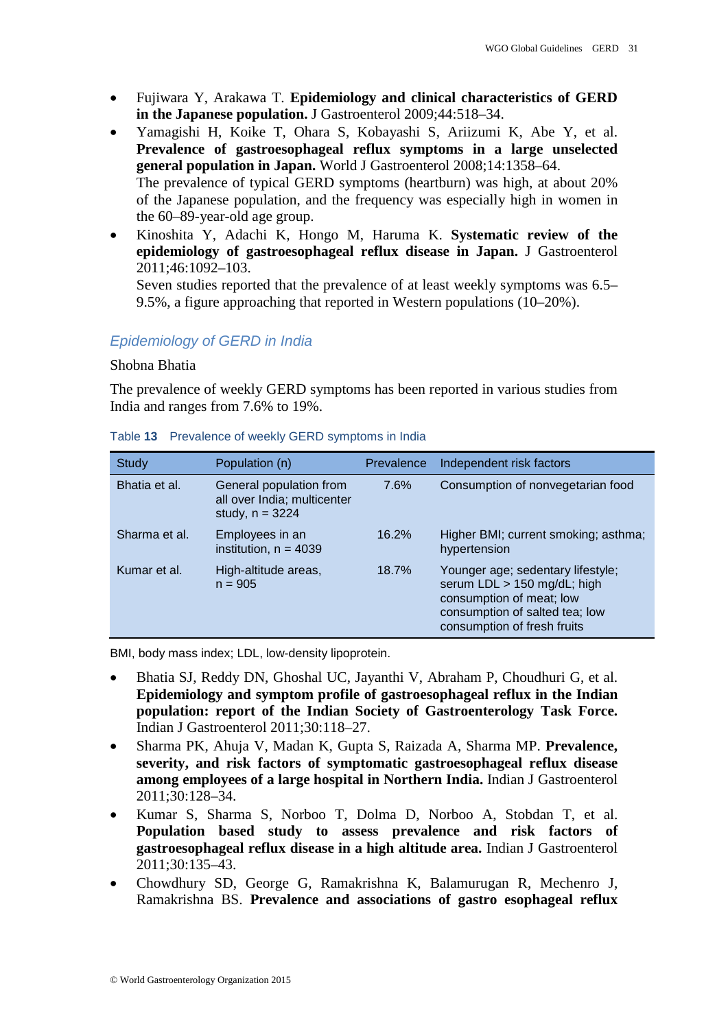- Fujiwara Y, Arakawa T. **Epidemiology and clinical characteristics of GERD in the Japanese population.** J Gastroenterol 2009;44:518–34.
- Yamagishi H, Koike T, Ohara S, Kobayashi S, Ariizumi K, Abe Y, et al. **Prevalence of gastroesophageal reflux symptoms in a large unselected general population in Japan.** World J Gastroenterol 2008;14:1358–64.
  The prevalence of typical GERD symptoms (heartburn) was high, at about 20% of the Japanese population, and the frequency was especially high in women in the 60–89-year-old age group.
- Kinoshita Y, Adachi K, Hongo M, Haruma K. **Systematic review of the epidemiology of gastroesophageal reflux disease in Japan.** J Gastroenterol 2011;46:1092–103.
  Seven studies reported that the prevalence of at least weekly symptoms was 6.5–9.5%, a figure approaching that reported in Western populations (10–20%).

### *Epidemiology of GERD in India*

Shobna Bhatia

The prevalence of weekly GERD symptoms has been reported in various studies from India and ranges from 7.6% to 19%.

Table **13** Prevalence of weekly GERD symptoms in India

| Study | Population (n) | Prevalence | Independent risk factors |
|---|---|---|---|
| Bhatia et al. | General population from all over India; multicenter study, n = 3224 | 7.6% | Consumption of nonvegetarian food |
| Sharma et al. | Employees in an institution, n = 4039 | 16.2% | Higher BMI; current smoking; asthma; hypertension |
| Kumar et al. | High-altitude areas, n = 905 | 18.7% | Younger age; sedentary lifestyle; serum LDL > 150 mg/dL; high consumption of meat; low consumption of salted tea; low consumption of fresh fruits |

BMI, body mass index; LDL, low-density lipoprotein.

- Bhatia SJ, Reddy DN, Ghoshal UC, Jayanthi V, Abraham P, Choudhuri G, et al. **Epidemiology and symptom profile of gastroesophageal reflux in the Indian population: report of the Indian Society of Gastroenterology Task Force.** Indian J Gastroenterol 2011;30:118–27.
- Sharma PK, Ahuja V, Madan K, Gupta S, Raizada A, Sharma MP. **Prevalence, severity, and risk factors of symptomatic gastroesophageal reflux disease among employees of a large hospital in Northern India.** Indian J Gastroenterol 2011;30:128–34.
- Kumar S, Sharma S, Norboo T, Dolma D, Norboo A, Stobdan T, et al. **Population based study to assess prevalence and risk factors of gastroesophageal reflux disease in a high altitude area.** Indian J Gastroenterol 2011;30:135–43.
- Chowdhury SD, George G, Ramakrishna K, Balamurugan R, Mechenro J, Ramakrishna BS. **Prevalence and associations of gastro esophageal reflux**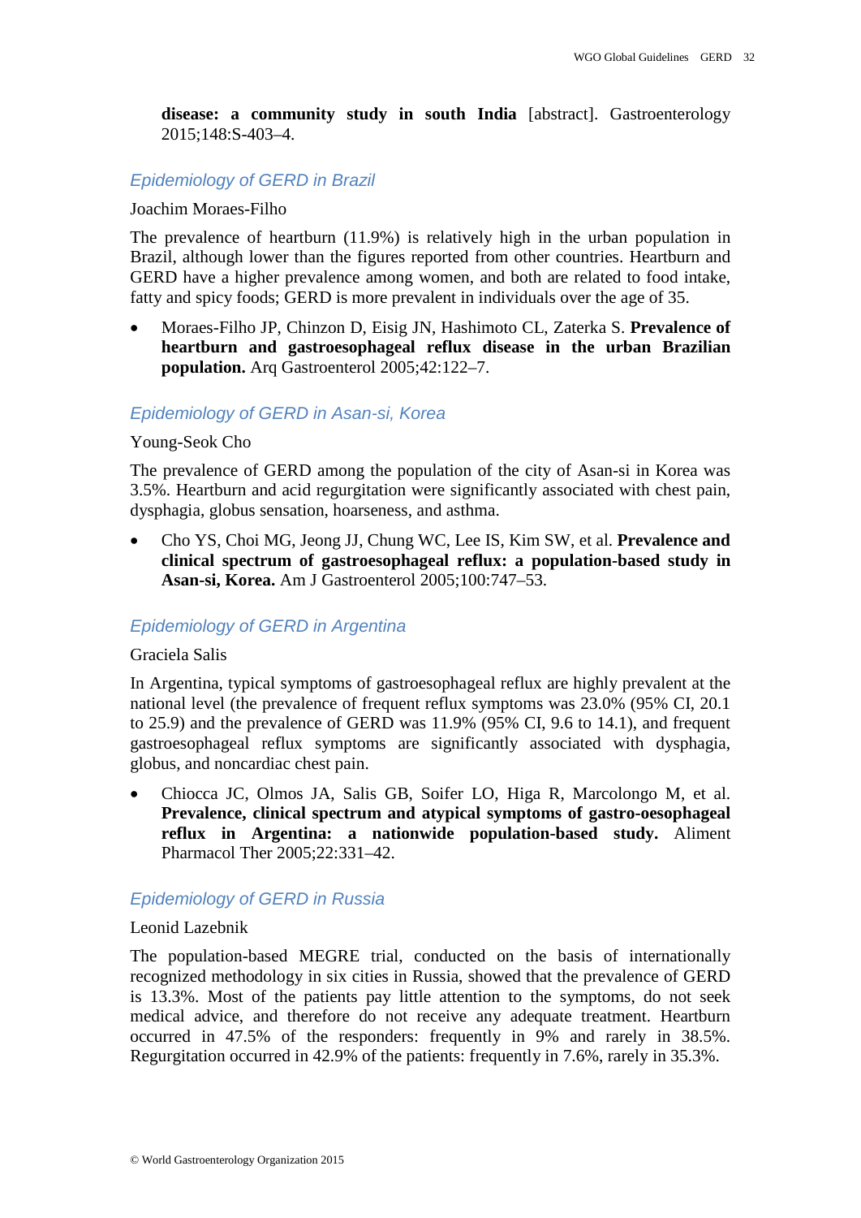**disease: a community study in south India** [abstract]. Gastroenterology 2015;148:S-403–4.

### Epidemiology of GERD in Brazil

Joachim Moraes-Filho

The prevalence of heartburn (11.9%) is relatively high in the urban population in Brazil, although lower than the figures reported from other countries. Heartburn and GERD have a higher prevalence among women, and both are related to food intake, fatty and spicy foods; GERD is more prevalent in individuals over the age of 35.

- Moraes-Filho JP, Chinzon D, Eisig JN, Hashimoto CL, Zaterka S. **Prevalence of heartburn and gastroesophageal reflux disease in the urban Brazilian population.** Arq Gastroenterol 2005;42:122–7.

### Epidemiology of GERD in Asan-si, Korea

Young-Seok Cho

The prevalence of GERD among the population of the city of Asan-si in Korea was 3.5%. Heartburn and acid regurgitation were significantly associated with chest pain, dysphagia, globus sensation, hoarseness, and asthma.

- Cho YS, Choi MG, Jeong JJ, Chung WC, Lee IS, Kim SW, et al. **Prevalence and clinical spectrum of gastroesophageal reflux: a population-based study in Asan-si, Korea.** Am J Gastroenterol 2005;100:747–53.

### Epidemiology of GERD in Argentina

Graciela Salis

In Argentina, typical symptoms of gastroesophageal reflux are highly prevalent at the national level (the prevalence of frequent reflux symptoms was 23.0% (95% CI, 20.1 to 25.9) and the prevalence of GERD was 11.9% (95% CI, 9.6 to 14.1), and frequent gastroesophageal reflux symptoms are significantly associated with dysphagia, globus, and noncardiac chest pain.

- Chiocca JC, Olmos JA, Salis GB, Soifer LO, Higa R, Marcolongo M, et al. **Prevalence, clinical spectrum and atypical symptoms of gastro-oesophageal reflux in Argentina: a nationwide population-based study.** Aliment Pharmacol Ther 2005;22:331–42.

### Epidemiology of GERD in Russia

Leonid Lazebnik

The population-based MEGRE trial, conducted on the basis of internationally recognized methodology in six cities in Russia, showed that the prevalence of GERD is 13.3%. Most of the patients pay little attention to the symptoms, do not seek medical advice, and therefore do not receive any adequate treatment. Heartburn occurred in 47.5% of the responders: frequently in 9% and rarely in 38.5%. Regurgitation occurred in 42.9% of the patients: frequently in 7.6%, rarely in 35.3%.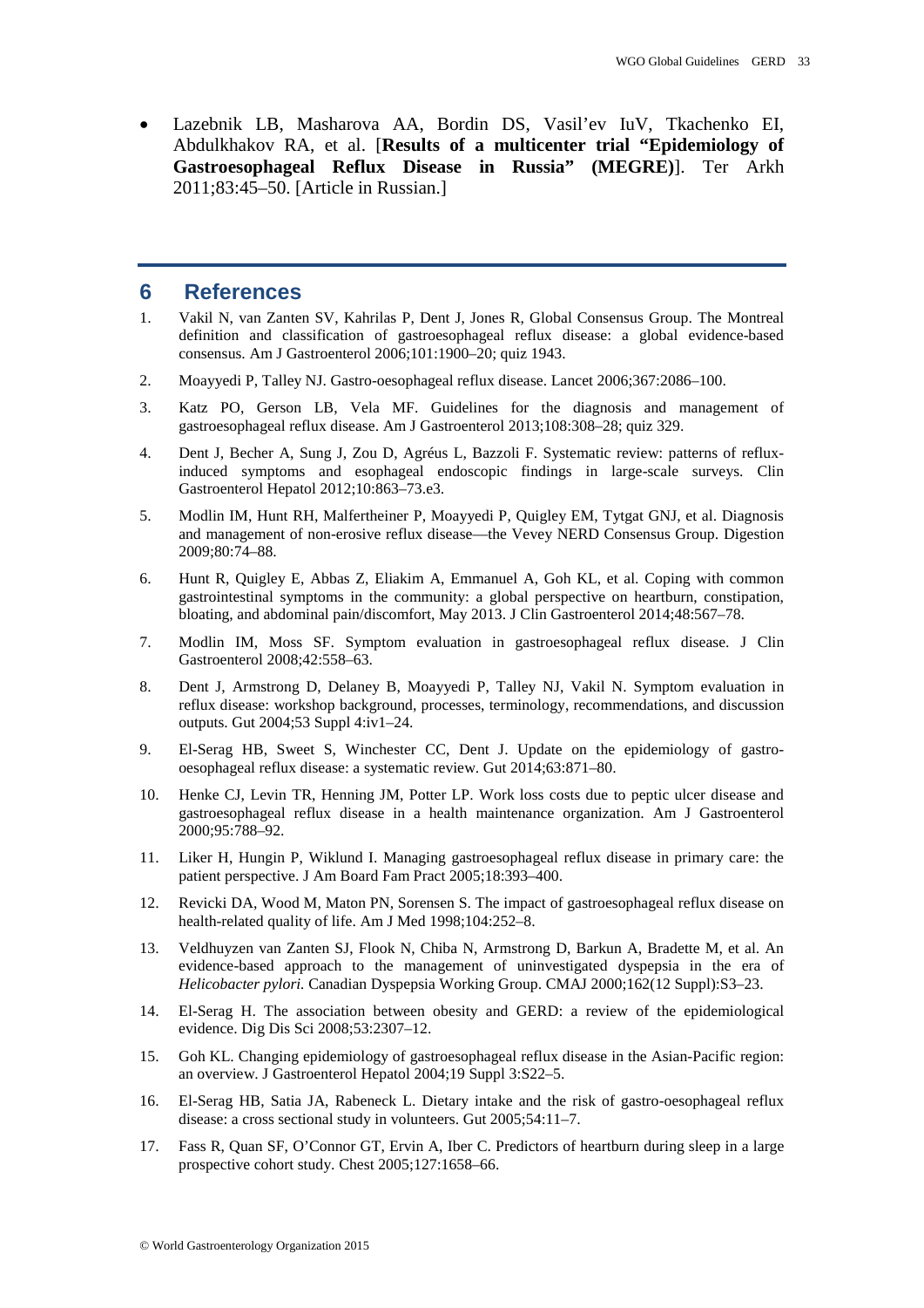- Lazebnik LB, Masharova AA, Bordin DS, Vasil'ev IuV, Tkachenko EI, Abdulkhakov RA, et al. [**Results of a multicenter trial "Epidemiology of Gastroesophageal Reflux Disease in Russia" (MEGRE)**]. Ter Arkh 2011;83:45–50. [Article in Russian.]

## 6 References

1. Vakil N, van Zanten SV, Kahrilas P, Dent J, Jones R, Global Consensus Group. The Montreal definition and classification of gastroesophageal reflux disease: a global evidence-based consensus. Am J Gastroenterol 2006;101:1900–20; quiz 1943.
2. Moayyedi P, Talley NJ. Gastro-oesophageal reflux disease. Lancet 2006;367:2086–100.
3. Katz PO, Gerson LB, Vela MF. Guidelines for the diagnosis and management of gastroesophageal reflux disease. Am J Gastroenterol 2013;108:308–28; quiz 329.
4. Dent J, Becher A, Sung J, Zou D, Agréus L, Bazzoli F. Systematic review: patterns of reflux-induced symptoms and esophageal endoscopic findings in large-scale surveys. Clin Gastroenterol Hepatol 2012;10:863–73.e3.
5. Modlin IM, Hunt RH, Malfertheiner P, Moayyedi P, Quigley EM, Tytgat GNJ, et al. Diagnosis and management of non-erosive reflux disease—the Vevey NERD Consensus Group. Digestion 2009;80:74–88.
6. Hunt R, Quigley E, Abbas Z, Eliakim A, Emmanuel A, Goh KL, et al. Coping with common gastrointestinal symptoms in the community: a global perspective on heartburn, constipation, bloating, and abdominal pain/discomfort, May 2013. J Clin Gastroenterol 2014;48:567–78.
7. Modlin IM, Moss SF. Symptom evaluation in gastroesophageal reflux disease. J Clin Gastroenterol 2008;42:558–63.
8. Dent J, Armstrong D, Delaney B, Moayyedi P, Talley NJ, Vakil N. Symptom evaluation in reflux disease: workshop background, processes, terminology, recommendations, and discussion outputs. Gut 2004;53 Suppl 4:iv1–24.
9. El-Serag HB, Sweet S, Winchester CC, Dent J. Update on the epidemiology of gastro-oesophageal reflux disease: a systematic review. Gut 2014;63:871–80.
10. Henke CJ, Levin TR, Henning JM, Potter LP. Work loss costs due to peptic ulcer disease and gastroesophageal reflux disease in a health maintenance organization. Am J Gastroenterol 2000;95:788–92.
11. Liker H, Hungin P, Wiklund I. Managing gastroesophageal reflux disease in primary care: the patient perspective. J Am Board Fam Pract 2005;18:393–400.
12. Revicki DA, Wood M, Maton PN, Sorensen S. The impact of gastroesophageal reflux disease on health-related quality of life. Am J Med 1998;104:252–8.
13. Veldhuyzen van Zanten SJ, Flook N, Chiba N, Armstrong D, Barkun A, Bradette M, et al. An evidence-based approach to the management of uninvestigated dyspepsia in the era of *Helicobacter pylori.* Canadian Dyspepsia Working Group. CMAJ 2000;162(12 Suppl):S3–23.
14. El-Serag H. The association between obesity and GERD: a review of the epidemiological evidence. Dig Dis Sci 2008;53:2307–12.
15. Goh KL. Changing epidemiology of gastroesophageal reflux disease in the Asian-Pacific region: an overview. J Gastroenterol Hepatol 2004;19 Suppl 3:S22–5.
16. El-Serag HB, Satia JA, Rabeneck L. Dietary intake and the risk of gastro-oesophageal reflux disease: a cross sectional study in volunteers. Gut 2005;54:11–7.
17. Fass R, Quan SF, O'Connor GT, Ervin A, Iber C. Predictors of heartburn during sleep in a large prospective cohort study. Chest 2005;127:1658–66.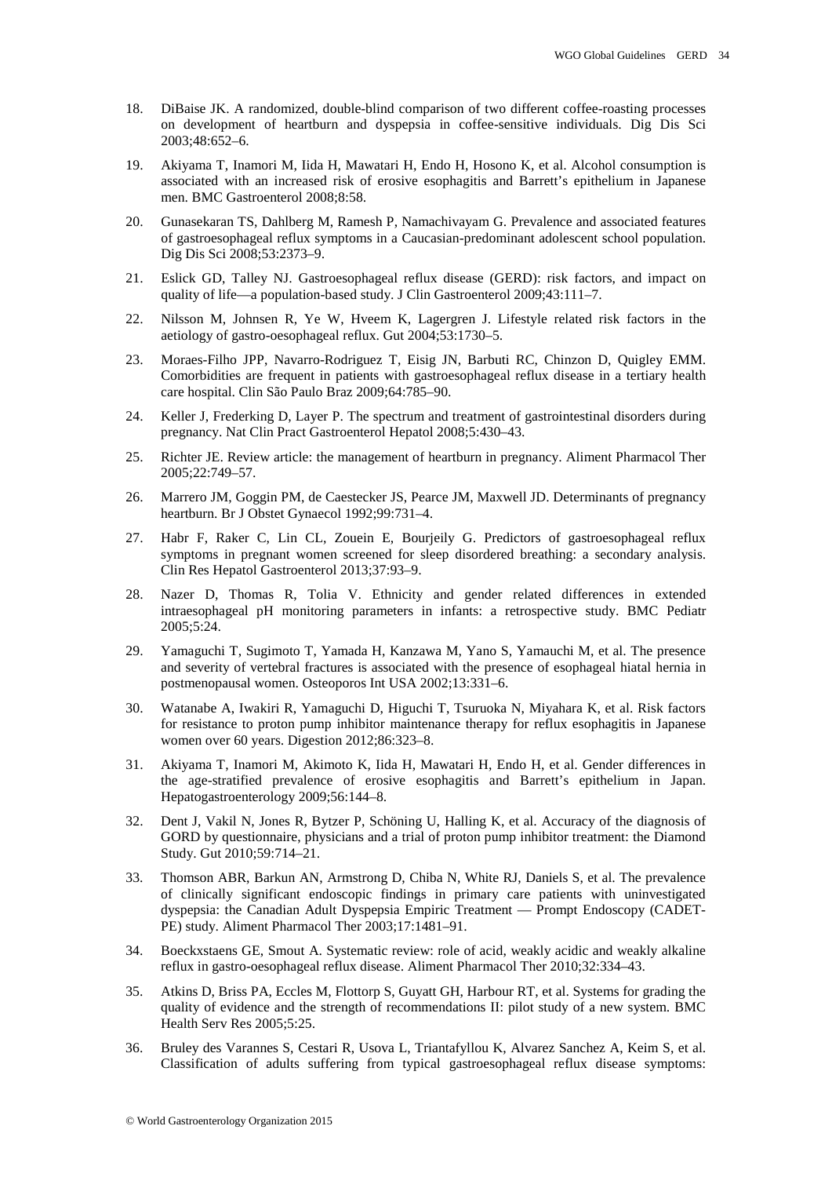18. DiBaise JK. A randomized, double-blind comparison of two different coffee-roasting processes on development of heartburn and dyspepsia in coffee-sensitive individuals. Dig Dis Sci 2003;48:652–6.

19. Akiyama T, Inamori M, Iida H, Mawatari H, Endo H, Hosono K, et al. Alcohol consumption is associated with an increased risk of erosive esophagitis and Barrett's epithelium in Japanese men. BMC Gastroenterol 2008;8:58.

20. Gunasekaran TS, Dahlberg M, Ramesh P, Namachivayam G. Prevalence and associated features of gastroesophageal reflux symptoms in a Caucasian-predominant adolescent school population. Dig Dis Sci 2008;53:2373–9.

21. Eslick GD, Talley NJ. Gastroesophageal reflux disease (GERD): risk factors, and impact on quality of life—a population-based study. J Clin Gastroenterol 2009;43:111–7.

22. Nilsson M, Johnsen R, Ye W, Hveem K, Lagergren J. Lifestyle related risk factors in the aetiology of gastro-oesophageal reflux. Gut 2004;53:1730–5.

23. Moraes-Filho JPP, Navarro-Rodriguez T, Eisig JN, Barbuti RC, Chinzon D, Quigley EMM. Comorbidities are frequent in patients with gastroesophageal reflux disease in a tertiary health care hospital. Clin São Paulo Braz 2009;64:785–90.

24. Keller J, Frederking D, Layer P. The spectrum and treatment of gastrointestinal disorders during pregnancy. Nat Clin Pract Gastroenterol Hepatol 2008;5:430–43.

25. Richter JE. Review article: the management of heartburn in pregnancy. Aliment Pharmacol Ther 2005;22:749–57.

26. Marrero JM, Goggin PM, de Caestecker JS, Pearce JM, Maxwell JD. Determinants of pregnancy heartburn. Br J Obstet Gynaecol 1992;99:731–4.

27. Habr F, Raker C, Lin CL, Zouein E, Bourjeily G. Predictors of gastroesophageal reflux symptoms in pregnant women screened for sleep disordered breathing: a secondary analysis. Clin Res Hepatol Gastroenterol 2013;37:93–9.

28. Nazer D, Thomas R, Tolia V. Ethnicity and gender related differences in extended intraesophageal pH monitoring parameters in infants: a retrospective study. BMC Pediatr 2005;5:24.

29. Yamaguchi T, Sugimoto T, Yamada H, Kanzawa M, Yano S, Yamauchi M, et al. The presence and severity of vertebral fractures is associated with the presence of esophageal hiatal hernia in postmenopausal women. Osteoporos Int USA 2002;13:331–6.

30. Watanabe A, Iwakiri R, Yamaguchi D, Higuchi T, Tsuruoka N, Miyahara K, et al. Risk factors for resistance to proton pump inhibitor maintenance therapy for reflux esophagitis in Japanese women over 60 years. Digestion 2012;86:323–8.

31. Akiyama T, Inamori M, Akimoto K, Iida H, Mawatari H, Endo H, et al. Gender differences in the age-stratified prevalence of erosive esophagitis and Barrett's epithelium in Japan. Hepatogastroenterology 2009;56:144–8.

32. Dent J, Vakil N, Jones R, Bytzer P, Schöning U, Halling K, et al. Accuracy of the diagnosis of GORD by questionnaire, physicians and a trial of proton pump inhibitor treatment: the Diamond Study. Gut 2010;59:714–21.

33. Thomson ABR, Barkun AN, Armstrong D, Chiba N, White RJ, Daniels S, et al. The prevalence of clinically significant endoscopic findings in primary care patients with uninvestigated dyspepsia: the Canadian Adult Dyspepsia Empiric Treatment — Prompt Endoscopy (CADET-PE) study. Aliment Pharmacol Ther 2003;17:1481–91.

34. Boeckxstaens GE, Smout A. Systematic review: role of acid, weakly acidic and weakly alkaline reflux in gastro-oesophageal reflux disease. Aliment Pharmacol Ther 2010;32:334–43.

35. Atkins D, Briss PA, Eccles M, Flottorp S, Guyatt GH, Harbour RT, et al. Systems for grading the quality of evidence and the strength of recommendations II: pilot study of a new system. BMC Health Serv Res 2005;5:25.

36. Bruley des Varannes S, Cestari R, Usova L, Triantafyllou K, Alvarez Sanchez A, Keim S, et al. Classification of adults suffering from typical gastroesophageal reflux disease symptoms: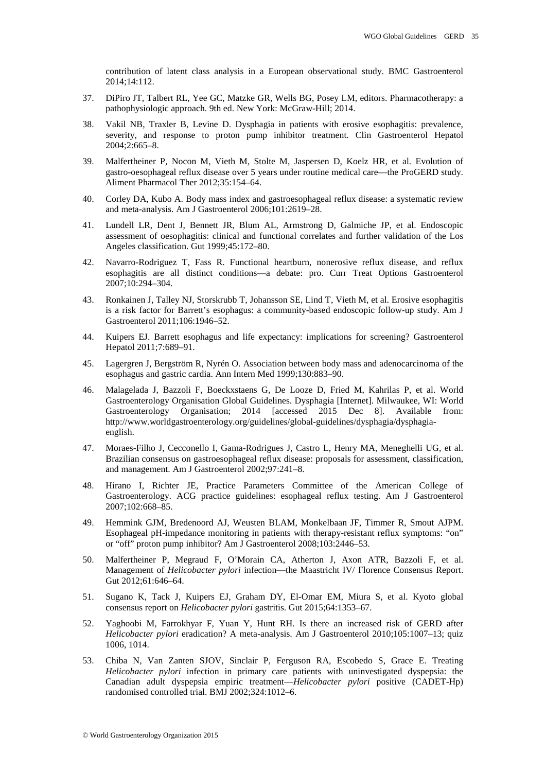contribution of latent class analysis in a European observational study. BMC Gastroenterol 2014;14:112.

37. DiPiro JT, Talbert RL, Yee GC, Matzke GR, Wells BG, Posey LM, editors. Pharmacotherapy: a pathophysiologic approach. 9th ed. New York: McGraw-Hill; 2014.

38. Vakil NB, Traxler B, Levine D. Dysphagia in patients with erosive esophagitis: prevalence, severity, and response to proton pump inhibitor treatment. Clin Gastroenterol Hepatol 2004;2:665–8.

39. Malfertheiner P, Nocon M, Vieth M, Stolte M, Jaspersen D, Koelz HR, et al. Evolution of gastro-oesophageal reflux disease over 5 years under routine medical care—the ProGERD study. Aliment Pharmacol Ther 2012;35:154–64.

40. Corley DA, Kubo A. Body mass index and gastroesophageal reflux disease: a systematic review and meta-analysis. Am J Gastroenterol 2006;101:2619–28.

41. Lundell LR, Dent J, Bennett JR, Blum AL, Armstrong D, Galmiche JP, et al. Endoscopic assessment of oesophagitis: clinical and functional correlates and further validation of the Los Angeles classification. Gut 1999;45:172–80.

42. Navarro-Rodriguez T, Fass R. Functional heartburn, nonerosive reflux disease, and reflux esophagitis are all distinct conditions—a debate: pro. Curr Treat Options Gastroenterol 2007;10:294–304.

43. Ronkainen J, Talley NJ, Storskrubb T, Johansson SE, Lind T, Vieth M, et al. Erosive esophagitis is a risk factor for Barrett's esophagus: a community-based endoscopic follow-up study. Am J Gastroenterol 2011;106:1946–52.

44. Kuipers EJ. Barrett esophagus and life expectancy: implications for screening? Gastroenterol Hepatol 2011;7:689–91.

45. Lagergren J, Bergström R, Nyrén O. Association between body mass and adenocarcinoma of the esophagus and gastric cardia. Ann Intern Med 1999;130:883–90.

46. Malagelada J, Bazzoli F, Boeckxstaens G, De Looze D, Fried M, Kahrilas P, et al. World Gastroenterology Organisation Global Guidelines. Dysphagia [Internet]. Milwaukee, WI: World Gastroenterology Organisation; 2014 [accessed 2015 Dec 8]. Available from: http://www.worldgastroenterology.org/guidelines/global-guidelines/dysphagia/dysphagia-english.

47. Moraes-Filho J, Cecconello I, Gama-Rodrigues J, Castro L, Henry MA, Meneghelli UG, et al. Brazilian consensus on gastroesophageal reflux disease: proposals for assessment, classification, and management. Am J Gastroenterol 2002;97:241–8.

48. Hirano I, Richter JE, Practice Parameters Committee of the American College of Gastroenterology. ACG practice guidelines: esophageal reflux testing. Am J Gastroenterol 2007;102:668–85.

49. Hemmink GJM, Bredenoord AJ, Weusten BLAM, Monkelbaan JF, Timmer R, Smout AJPM. Esophageal pH-impedance monitoring in patients with therapy-resistant reflux symptoms: "on" or "off" proton pump inhibitor? Am J Gastroenterol 2008;103:2446–53.

50. Malfertheiner P, Megraud F, O'Morain CA, Atherton J, Axon ATR, Bazzoli F, et al. Management of *Helicobacter pylori* infection—the Maastricht IV/ Florence Consensus Report. Gut 2012;61:646–64.

51. Sugano K, Tack J, Kuipers EJ, Graham DY, El-Omar EM, Miura S, et al. Kyoto global consensus report on *Helicobacter pylori* gastritis. Gut 2015;64:1353–67.

52. Yaghoobi M, Farrokhyar F, Yuan Y, Hunt RH. Is there an increased risk of GERD after *Helicobacter pylori* eradication? A meta-analysis. Am J Gastroenterol 2010;105:1007–13; quiz 1006, 1014.

53. Chiba N, Van Zanten SJOV, Sinclair P, Ferguson RA, Escobedo S, Grace E. Treating *Helicobacter pylori* infection in primary care patients with uninvestigated dyspepsia: the Canadian adult dyspepsia empiric treatment—*Helicobacter pylori* positive (CADET-Hp) randomised controlled trial. BMJ 2002;324:1012–6.

© World Gastroenterology Organization 2015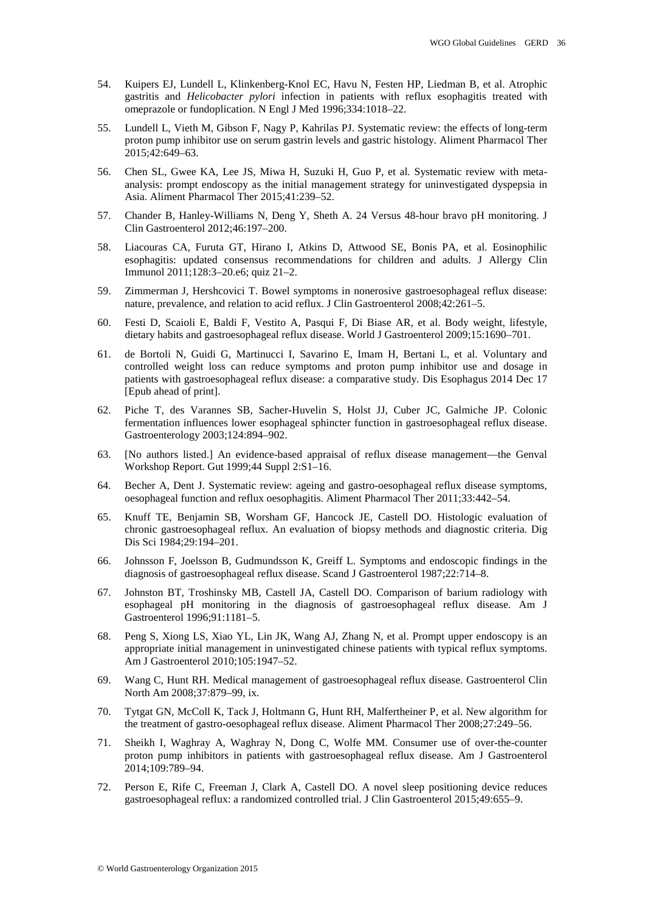54. Kuipers EJ, Lundell L, Klinkenberg-Knol EC, Havu N, Festen HP, Liedman B, et al. Atrophic gastritis and *Helicobacter pylori* infection in patients with reflux esophagitis treated with omeprazole or fundoplication. N Engl J Med 1996;334:1018–22.
55. Lundell L, Vieth M, Gibson F, Nagy P, Kahrilas PJ. Systematic review: the effects of long-term proton pump inhibitor use on serum gastrin levels and gastric histology. Aliment Pharmacol Ther 2015;42:649–63.
56. Chen SL, Gwee KA, Lee JS, Miwa H, Suzuki H, Guo P, et al. Systematic review with meta-analysis: prompt endoscopy as the initial management strategy for uninvestigated dyspepsia in Asia. Aliment Pharmacol Ther 2015;41:239–52.
57. Chander B, Hanley-Williams N, Deng Y, Sheth A. 24 Versus 48-hour bravo pH monitoring. J Clin Gastroenterol 2012;46:197–200.
58. Liacouras CA, Furuta GT, Hirano I, Atkins D, Attwood SE, Bonis PA, et al. Eosinophilic esophagitis: updated consensus recommendations for children and adults. J Allergy Clin Immunol 2011;128:3–20.e6; quiz 21–2.
59. Zimmerman J, Hershcovici T. Bowel symptoms in nonerosive gastroesophageal reflux disease: nature, prevalence, and relation to acid reflux. J Clin Gastroenterol 2008;42:261–5.
60. Festi D, Scaioli E, Baldi F, Vestito A, Pasqui F, Di Biase AR, et al. Body weight, lifestyle, dietary habits and gastroesophageal reflux disease. World J Gastroenterol 2009;15:1690–701.
61. de Bortoli N, Guidi G, Martinucci I, Savarino E, Imam H, Bertani L, et al. Voluntary and controlled weight loss can reduce symptoms and proton pump inhibitor use and dosage in patients with gastroesophageal reflux disease: a comparative study. Dis Esophagus 2014 Dec 17 [Epub ahead of print].
62. Piche T, des Varannes SB, Sacher-Huvelin S, Holst JJ, Cuber JC, Galmiche JP. Colonic fermentation influences lower esophageal sphincter function in gastroesophageal reflux disease. Gastroenterology 2003;124:894–902.
63. [No authors listed.] An evidence-based appraisal of reflux disease management—the Genval Workshop Report. Gut 1999;44 Suppl 2:S1–16.
64. Becher A, Dent J. Systematic review: ageing and gastro-oesophageal reflux disease symptoms, oesophageal function and reflux oesophagitis. Aliment Pharmacol Ther 2011;33:442–54.
65. Knuff TE, Benjamin SB, Worsham GF, Hancock JE, Castell DO. Histologic evaluation of chronic gastroesophageal reflux. An evaluation of biopsy methods and diagnostic criteria. Dig Dis Sci 1984;29:194–201.
66. Johnsson F, Joelsson B, Gudmundsson K, Greiff L. Symptoms and endoscopic findings in the diagnosis of gastroesophageal reflux disease. Scand J Gastroenterol 1987;22:714–8.
67. Johnston BT, Troshinsky MB, Castell JA, Castell DO. Comparison of barium radiology with esophageal pH monitoring in the diagnosis of gastroesophageal reflux disease. Am J Gastroenterol 1996;91:1181–5.
68. Peng S, Xiong LS, Xiao YL, Lin JK, Wang AJ, Zhang N, et al. Prompt upper endoscopy is an appropriate initial management in uninvestigated chinese patients with typical reflux symptoms. Am J Gastroenterol 2010;105:1947–52.
69. Wang C, Hunt RH. Medical management of gastroesophageal reflux disease. Gastroenterol Clin North Am 2008;37:879–99, ix.
70. Tytgat GN, McColl K, Tack J, Holtmann G, Hunt RH, Malfertheiner P, et al. New algorithm for the treatment of gastro-oesophageal reflux disease. Aliment Pharmacol Ther 2008;27:249–56.
71. Sheikh I, Waghray A, Waghray N, Dong C, Wolfe MM. Consumer use of over-the-counter proton pump inhibitors in patients with gastroesophageal reflux disease. Am J Gastroenterol 2014;109:789–94.
72. Person E, Rife C, Freeman J, Clark A, Castell DO. A novel sleep positioning device reduces gastroesophageal reflux: a randomized controlled trial. J Clin Gastroenterol 2015;49:655–9.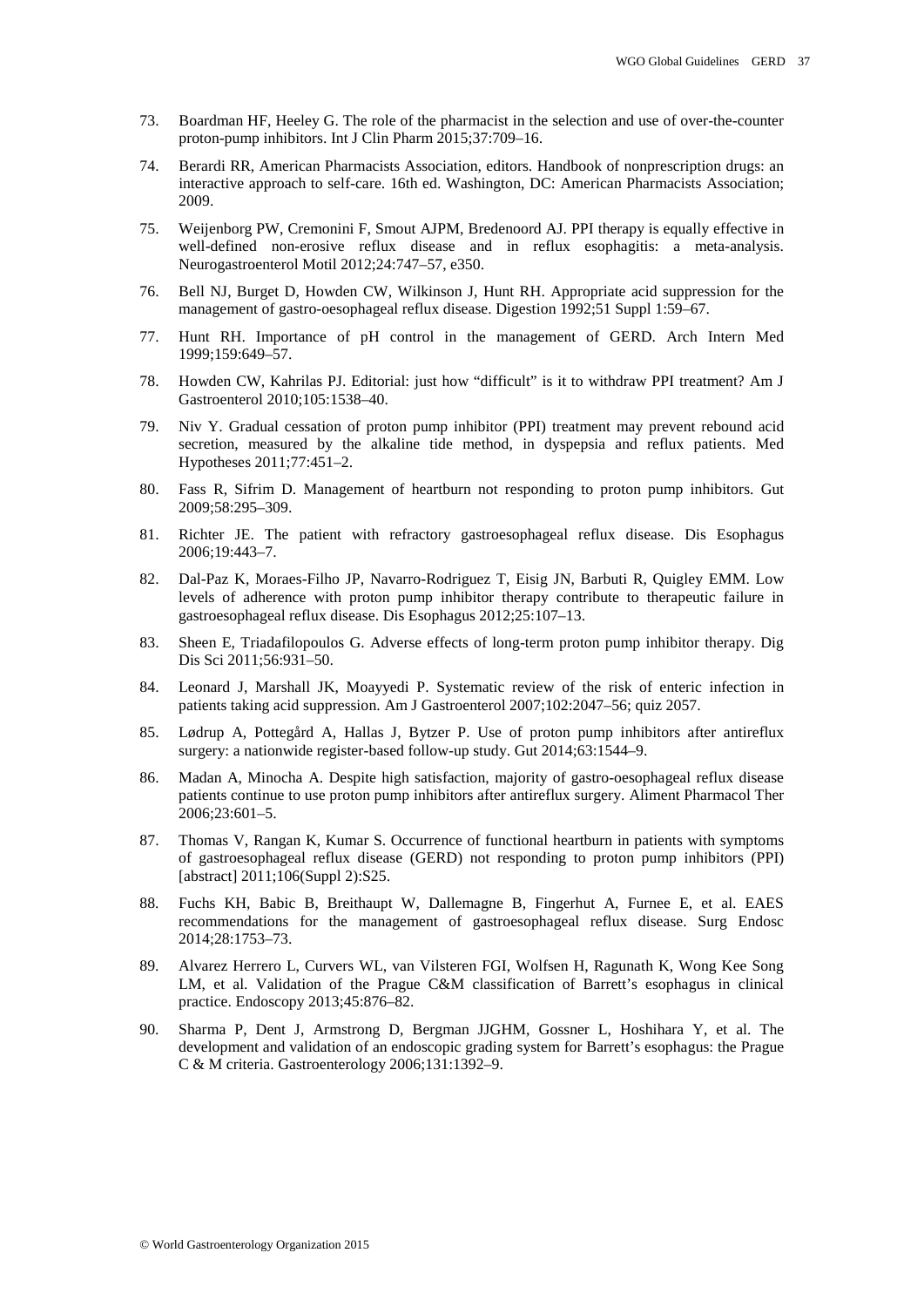73. Boardman HF, Heeley G. The role of the pharmacist in the selection and use of over-the-counter proton-pump inhibitors. Int J Clin Pharm 2015;37:709–16.

74. Berardi RR, American Pharmacists Association, editors. Handbook of nonprescription drugs: an interactive approach to self-care. 16th ed. Washington, DC: American Pharmacists Association; 2009.

75. Weijenborg PW, Cremonini F, Smout AJPM, Bredenoord AJ. PPI therapy is equally effective in well-defined non-erosive reflux disease and in reflux esophagitis: a meta-analysis. Neurogastroenterol Motil 2012;24:747–57, e350.

76. Bell NJ, Burget D, Howden CW, Wilkinson J, Hunt RH. Appropriate acid suppression for the management of gastro-oesophageal reflux disease. Digestion 1992;51 Suppl 1:59–67.

77. Hunt RH. Importance of pH control in the management of GERD. Arch Intern Med 1999;159:649–57.

78. Howden CW, Kahrilas PJ. Editorial: just how "difficult" is it to withdraw PPI treatment? Am J Gastroenterol 2010;105:1538–40.

79. Niv Y. Gradual cessation of proton pump inhibitor (PPI) treatment may prevent rebound acid secretion, measured by the alkaline tide method, in dyspepsia and reflux patients. Med Hypotheses 2011;77:451–2.

80. Fass R, Sifrim D. Management of heartburn not responding to proton pump inhibitors. Gut 2009;58:295–309.

81. Richter JE. The patient with refractory gastroesophageal reflux disease. Dis Esophagus 2006;19:443–7.

82. Dal-Paz K, Moraes-Filho JP, Navarro-Rodriguez T, Eisig JN, Barbuti R, Quigley EMM. Low levels of adherence with proton pump inhibitor therapy contribute to therapeutic failure in gastroesophageal reflux disease. Dis Esophagus 2012;25:107–13.

83. Sheen E, Triadafilopoulos G. Adverse effects of long-term proton pump inhibitor therapy. Dig Dis Sci 2011;56:931–50.

84. Leonard J, Marshall JK, Moayyedi P. Systematic review of the risk of enteric infection in patients taking acid suppression. Am J Gastroenterol 2007;102:2047–56; quiz 2057.

85. Lødrup A, Pottegård A, Hallas J, Bytzer P. Use of proton pump inhibitors after antireflux surgery: a nationwide register-based follow-up study. Gut 2014;63:1544–9.

86. Madan A, Minocha A. Despite high satisfaction, majority of gastro-oesophageal reflux disease patients continue to use proton pump inhibitors after antireflux surgery. Aliment Pharmacol Ther 2006;23:601–5.

87. Thomas V, Rangan K, Kumar S. Occurrence of functional heartburn in patients with symptoms of gastroesophageal reflux disease (GERD) not responding to proton pump inhibitors (PPI) [abstract] 2011;106(Suppl 2):S25.

88. Fuchs KH, Babic B, Breithaupt W, Dallemagne B, Fingerhut A, Furnee E, et al. EAES recommendations for the management of gastroesophageal reflux disease. Surg Endosc 2014;28:1753–73.

89. Alvarez Herrero L, Curvers WL, van Vilsteren FGI, Wolfsen H, Ragunath K, Wong Kee Song LM, et al. Validation of the Prague C&M classification of Barrett's esophagus in clinical practice. Endoscopy 2013;45:876–82.

90. Sharma P, Dent J, Armstrong D, Bergman JJGHM, Gossner L, Hoshihara Y, et al. The development and validation of an endoscopic grading system for Barrett's esophagus: the Prague C & M criteria. Gastroenterology 2006;131:1392–9.